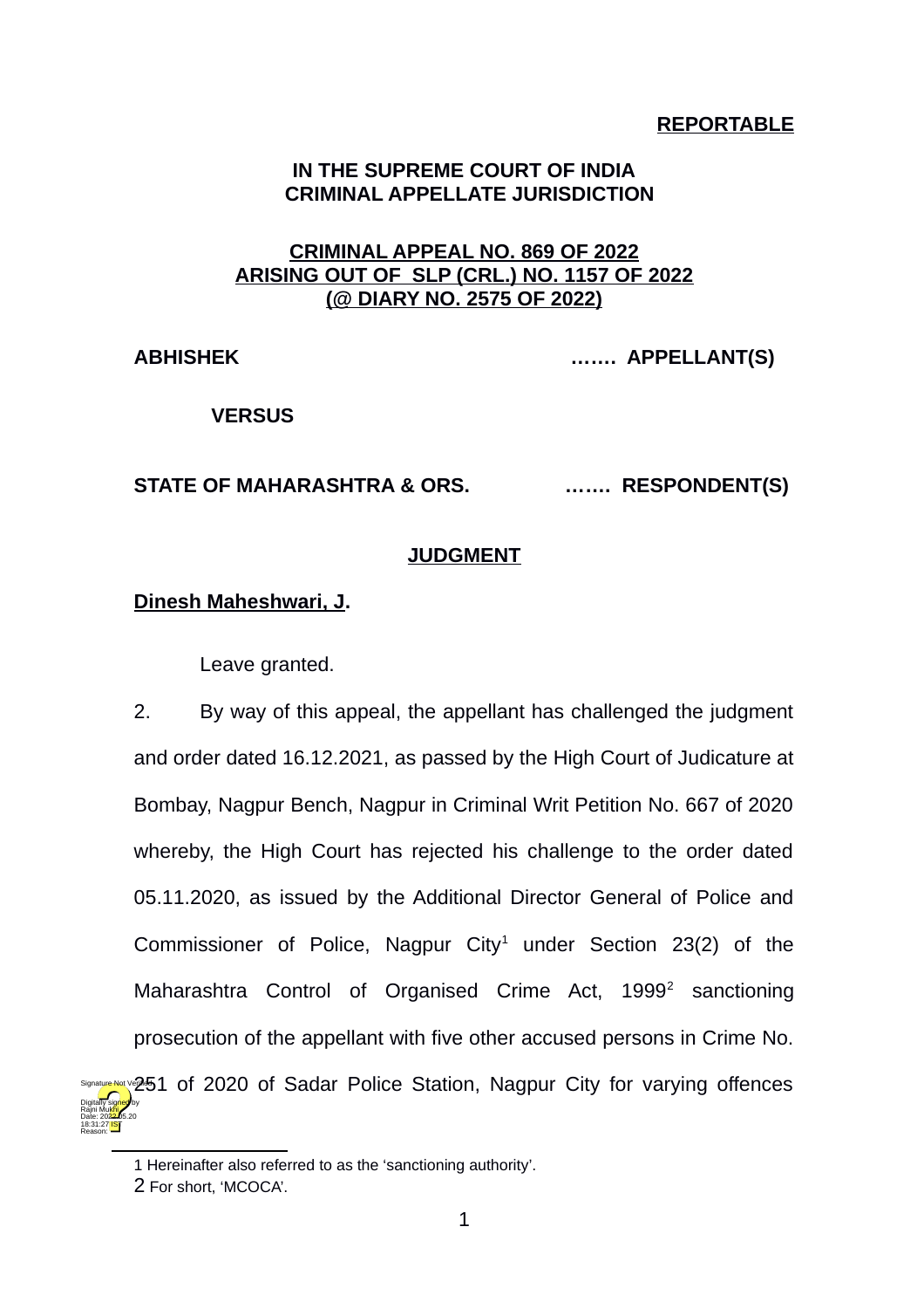**REPORTABLE**

**IN THE SUPREME COURT OF INDIA**
**CRIMINAL APPELLATE JURISDICTION**

**CRIMINAL APPEAL NO. 869 OF 2022**
**ARISING OUT OF SLP (CRL.) NO. 1157 OF 2022**
**(@ DIARY NO. 2575 OF 2022)**

**ABHISHEK** ……. **APPELLANT(S)**

**VERSUS**

**STATE OF MAHARASHTRA & ORS.** ……. **RESPONDENT(S)**

**JUDGMENT**

**Dinesh Maheshwari, J.**

Leave granted.

2. By way of this appeal, the appellant has challenged the judgment and order dated 16.12.2021, as passed by the High Court of Judicature at Bombay, Nagpur Bench, Nagpur in Criminal Writ Petition No. 667 of 2020 whereby, the High Court has rejected his challenge to the order dated 05.11.2020, as issued by the Additional Director General of Police and Commissioner of Police, Nagpur City[1] under Section 23(2) of the Maharashtra Control of Organised Crime Act, 1999[2] sanctioning prosecution of the appellant with five other accused persons in Crime No. 251 of 2020 of Sadar Police Station, Nagpur City for varying offences

---

1 Hereinafter also referred to as the 'sanctioning authority'.
2 For short, 'MCOCA'.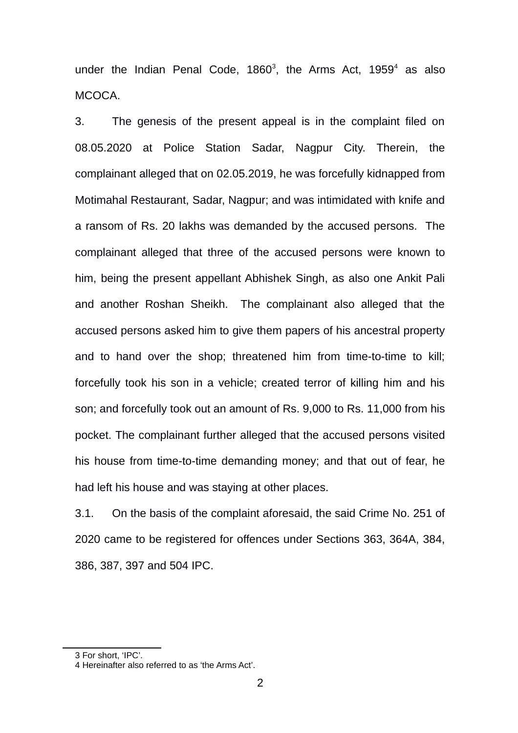under the Indian Penal Code, 1860[3], the Arms Act, 1959[4] as also MCOCA.

3. The genesis of the present appeal is in the complaint filed on 08.05.2020 at Police Station Sadar, Nagpur City. Therein, the complainant alleged that on 02.05.2019, he was forcefully kidnapped from Motimahal Restaurant, Sadar, Nagpur; and was intimidated with knife and a ransom of Rs. 20 lakhs was demanded by the accused persons. The complainant alleged that three of the accused persons were known to him, being the present appellant Abhishek Singh, as also one Ankit Pali and another Roshan Sheikh. The complainant also alleged that the accused persons asked him to give them papers of his ancestral property and to hand over the shop; threatened him from time-to-time to kill; forcefully took his son in a vehicle; created terror of killing him and his son; and forcefully took out an amount of Rs. 9,000 to Rs. 11,000 from his pocket. The complainant further alleged that the accused persons visited his house from time-to-time demanding money; and that out of fear, he had left his house and was staying at other places.

3.1. On the basis of the complaint aforesaid, the said Crime No. 251 of 2020 came to be registered for offences under Sections 363, 364A, 384, 386, 387, 397 and 504 IPC.

---

3 For short, 'IPC'.

4 Hereinafter also referred to as 'the Arms Act'.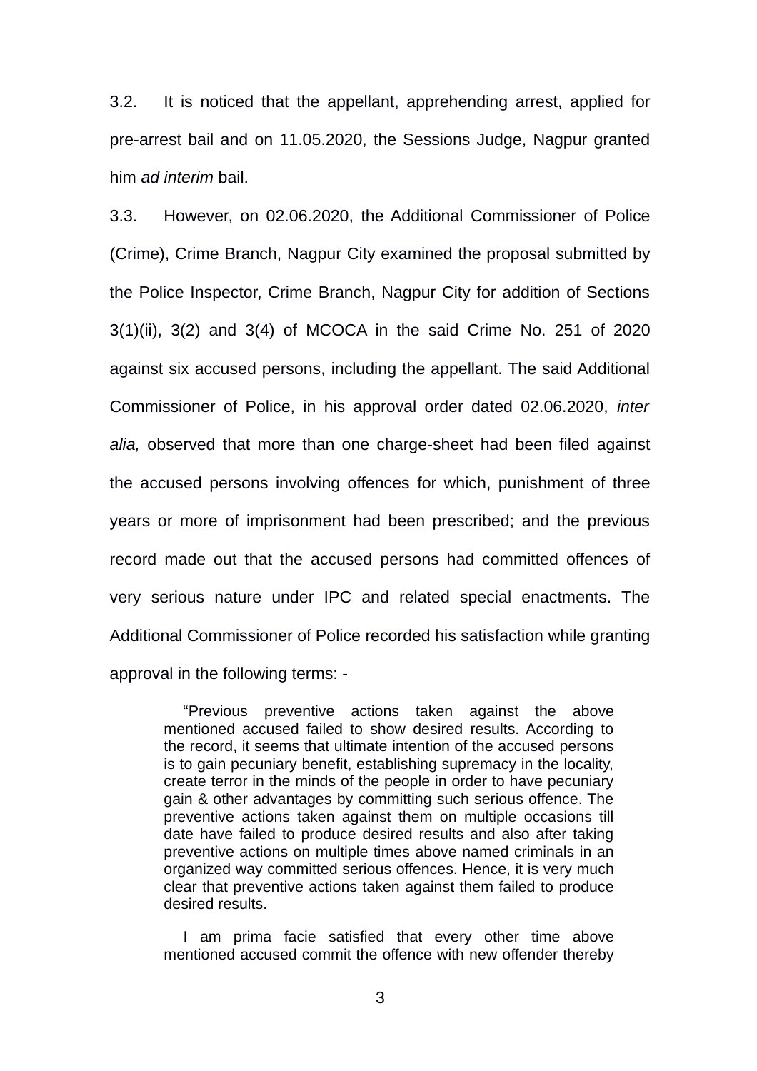3.2. It is noticed that the appellant, apprehending arrest, applied for pre-arrest bail and on 11.05.2020, the Sessions Judge, Nagpur granted him *ad interim* bail.

3.3. However, on 02.06.2020, the Additional Commissioner of Police (Crime), Crime Branch, Nagpur City examined the proposal submitted by the Police Inspector, Crime Branch, Nagpur City for addition of Sections 3(1)(ii), 3(2) and 3(4) of MCOCA in the said Crime No. 251 of 2020 against six accused persons, including the appellant. The said Additional Commissioner of Police, in his approval order dated 02.06.2020, *inter alia,* observed that more than one charge-sheet had been filed against the accused persons involving offences for which, punishment of three years or more of imprisonment had been prescribed; and the previous record made out that the accused persons had committed offences of very serious nature under IPC and related special enactments. The Additional Commissioner of Police recorded his satisfaction while granting approval in the following terms: -

> "Previous preventive actions taken against the above mentioned accused failed to show desired results. According to the record, it seems that ultimate intention of the accused persons is to gain pecuniary benefit, establishing supremacy in the locality, create terror in the minds of the people in order to have pecuniary gain & other advantages by committing such serious offence. The preventive actions taken against them on multiple occasions till date have failed to produce desired results and also after taking preventive actions on multiple times above named criminals in an organized way committed serious offences. Hence, it is very much clear that preventive actions taken against them failed to produce desired results.
>
> I am prima facie satisfied that every other time above mentioned accused commit the offence with new offender thereby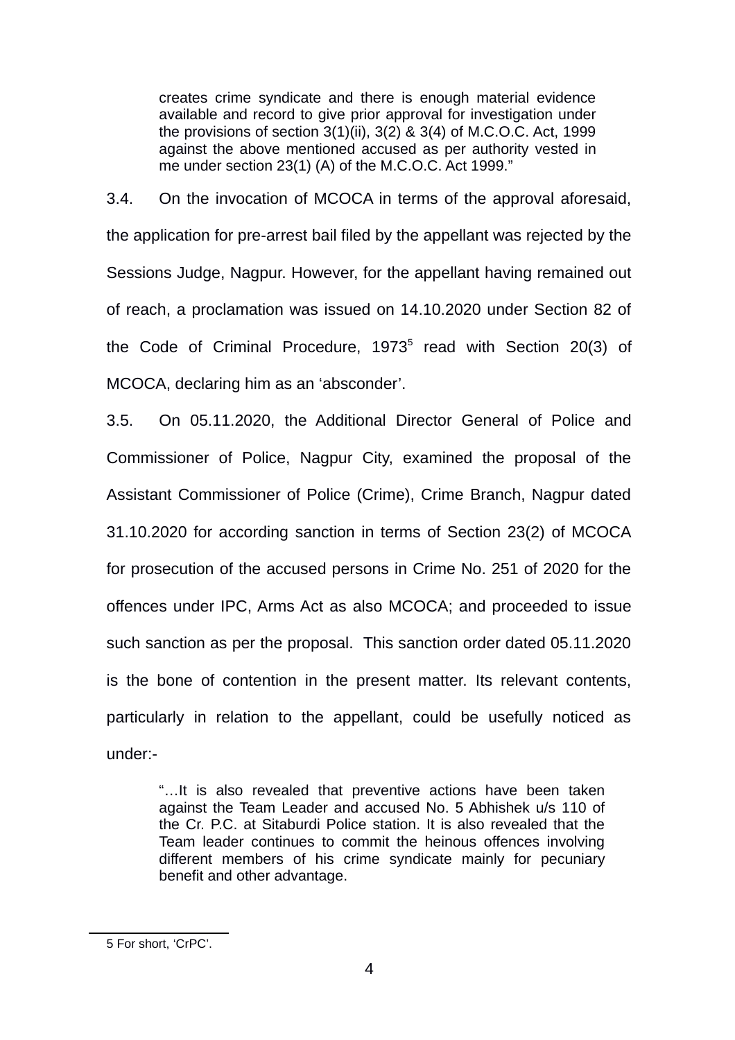> creates crime syndicate and there is enough material evidence available and record to give prior approval for investigation under the provisions of section 3(1)(ii), 3(2) & 3(4) of M.C.O.C. Act, 1999 against the above mentioned accused as per authority vested in me under section 23(1) (A) of the M.C.O.C. Act 1999."

3.4. On the invocation of MCOCA in terms of the approval aforesaid, the application for pre-arrest bail filed by the appellant was rejected by the Sessions Judge, Nagpur. However, for the appellant having remained out of reach, a proclamation was issued on 14.10.2020 under Section 82 of the Code of Criminal Procedure, 1973[5] read with Section 20(3) of MCOCA, declaring him as an 'absconder'.

3.5. On 05.11.2020, the Additional Director General of Police and Commissioner of Police, Nagpur City, examined the proposal of the Assistant Commissioner of Police (Crime), Crime Branch, Nagpur dated 31.10.2020 for according sanction in terms of Section 23(2) of MCOCA for prosecution of the accused persons in Crime No. 251 of 2020 for the offences under IPC, Arms Act as also MCOCA; and proceeded to issue such sanction as per the proposal. This sanction order dated 05.11.2020 is the bone of contention in the present matter. Its relevant contents, particularly in relation to the appellant, could be usefully noticed as under:-

> "…It is also revealed that preventive actions have been taken against the Team Leader and accused No. 5 Abhishek u/s 110 of the Cr. P.C. at Sitaburdi Police station. It is also revealed that the Team leader continues to commit the heinous offences involving different members of his crime syndicate mainly for pecuniary benefit and other advantage.

---

5 For short, 'CrPC'.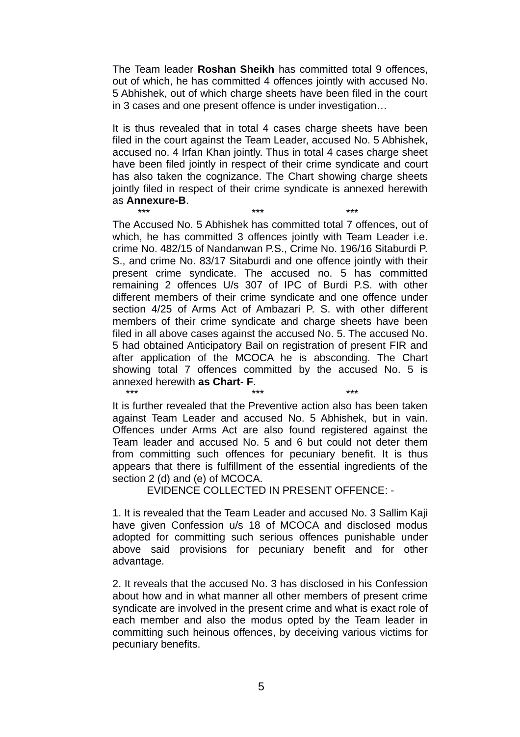The Team leader **Roshan Sheikh** has committed total 9 offences, out of which, he has committed 4 offences jointly with accused No. 5 Abhishek, out of which charge sheets have been filed in the court in 3 cases and one present offence is under investigation…

It is thus revealed that in total 4 cases charge sheets have been filed in the court against the Team Leader, accused No. 5 Abhishek, accused no. 4 Irfan Khan jointly. Thus in total 4 cases charge sheet have been filed jointly in respect of their crime syndicate and court has also taken the cognizance. The Chart showing charge sheets jointly filed in respect of their crime syndicate is annexed herewith as **Annexure-B**.

*** *** ***

The Accused No. 5 Abhishek has committed total 7 offences, out of which, he has committed 3 offences jointly with Team Leader i.e. crime No. 482/15 of Nandanwan P.S., Crime No. 196/16 Sitaburdi P. S., and crime No. 83/17 Sitaburdi and one offence jointly with their present crime syndicate. The accused no. 5 has committed remaining 2 offences U/s 307 of IPC of Burdi P.S. with other different members of their crime syndicate and one offence under section 4/25 of Arms Act of Ambazari P. S. with other different members of their crime syndicate and charge sheets have been filed in all above cases against the accused No. 5. The accused No. 5 had obtained Anticipatory Bail on registration of present FIR and after application of the MCOCA he is absconding. The Chart showing total 7 offences committed by the accused No. 5 is annexed herewith **as Chart- F**.

*** *** ***

It is further revealed that the Preventive action also has been taken against Team Leader and accused No. 5 Abhishek, but in vain. Offences under Arms Act are also found registered against the Team leader and accused No. 5 and 6 but could not deter them from committing such offences for pecuniary benefit. It is thus appears that there is fulfillment of the essential ingredients of the section 2 (d) and (e) of MCOCA.

<u>EVIDENCE COLLECTED IN PRESENT OFFENCE</u>: -

1. It is revealed that the Team Leader and accused No. 3 Sallim Kaji have given Confession u/s 18 of MCOCA and disclosed modus adopted for committing such serious offences punishable under above said provisions for pecuniary benefit and for other advantage.

2. It reveals that the accused No. 3 has disclosed in his Confession about how and in what manner all other members of present crime syndicate are involved in the present crime and what is exact role of each member and also the modus opted by the Team leader in committing such heinous offences, by deceiving various victims for pecuniary benefits.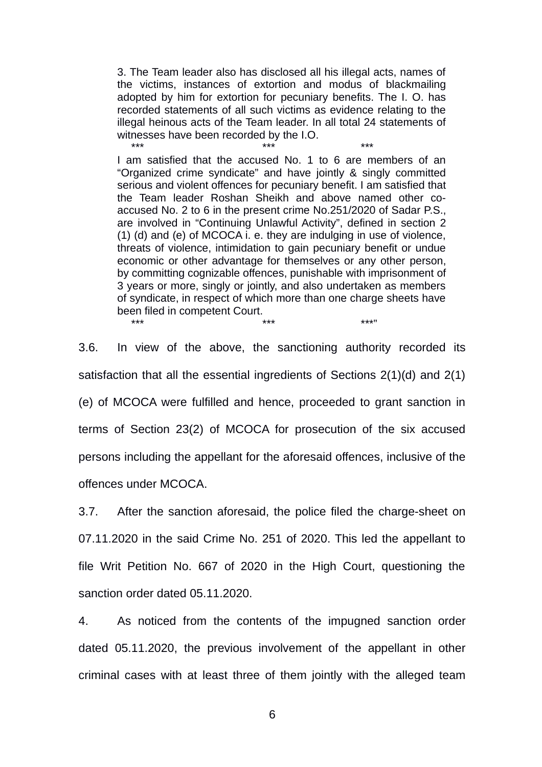> 3. The Team leader also has disclosed all his illegal acts, names of the victims, instances of extortion and modus of blackmailing adopted by him for extortion for pecuniary benefits. The I. O. has recorded statements of all such victims as evidence relating to the illegal heinous acts of the Team leader. In all total 24 statements of witnesses have been recorded by the I.O.
>
> \*\*\* \*\*\* \*\*\*
>
> I am satisfied that the accused No. 1 to 6 are members of an "Organized crime syndicate" and have jointly & singly committed serious and violent offences for pecuniary benefit. I am satisfied that the Team leader Roshan Sheikh and above named other co-accused No. 2 to 6 in the present crime No.251/2020 of Sadar P.S., are involved in "Continuing Unlawful Activity", defined in section 2 (1) (d) and (e) of MCOCA i. e. they are indulging in use of violence, threats of violence, intimidation to gain pecuniary benefit or undue economic or other advantage for themselves or any other person, by committing cognizable offences, punishable with imprisonment of 3 years or more, singly or jointly, and also undertaken as members of syndicate, in respect of which more than one charge sheets have been filed in competent Court.
>
> \*\*\* \*\*\* \*\*\*"

3.6. In view of the above, the sanctioning authority recorded its satisfaction that all the essential ingredients of Sections 2(1)(d) and 2(1)(e) of MCOCA were fulfilled and hence, proceeded to grant sanction in terms of Section 23(2) of MCOCA for prosecution of the six accused persons including the appellant for the aforesaid offences, inclusive of the offences under MCOCA.

3.7. After the sanction aforesaid, the police filed the charge-sheet on 07.11.2020 in the said Crime No. 251 of 2020. This led the appellant to file Writ Petition No. 667 of 2020 in the High Court, questioning the sanction order dated 05.11.2020.

4. As noticed from the contents of the impugned sanction order dated 05.11.2020, the previous involvement of the appellant in other criminal cases with at least three of them jointly with the alleged team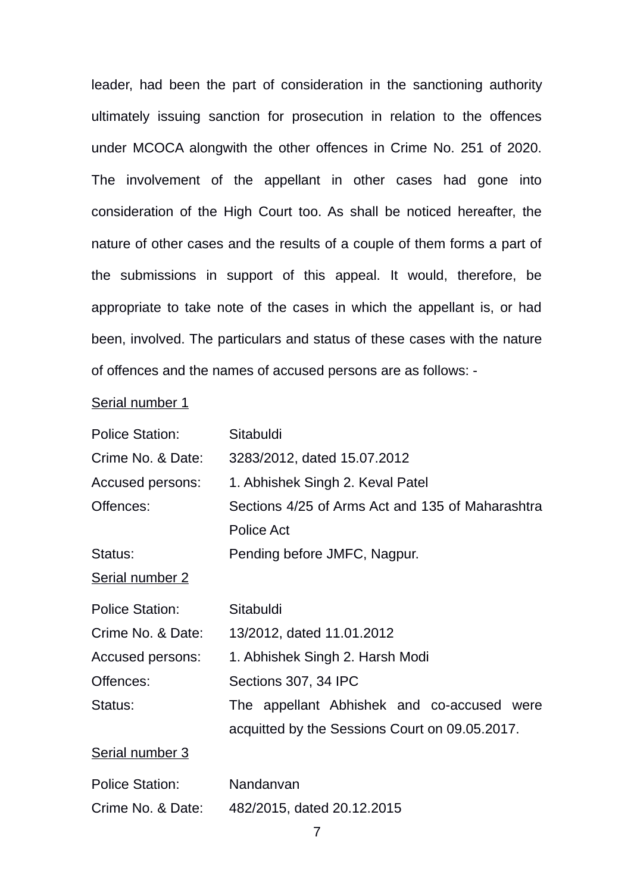leader, had been the part of consideration in the sanctioning authority ultimately issuing sanction for prosecution in relation to the offences under MCOCA alongwith the other offences in Crime No. 251 of 2020. The involvement of the appellant in other cases had gone into consideration of the High Court too. As shall be noticed hereafter, the nature of other cases and the results of a couple of them forms a part of the submissions in support of this appeal. It would, therefore, be appropriate to take note of the cases in which the appellant is, or had been, involved. The particulars and status of these cases with the nature of offences and the names of accused persons are as follows: -

<u>Serial number 1</u>

Police Station: Sitabuldi

Crime No. & Date: 3283/2012, dated 15.07.2012

Accused persons: 1. Abhishek Singh 2. Keval Patel

Offences: Sections 4/25 of Arms Act and 135 of Maharashtra Police Act

Status: Pending before JMFC, Nagpur.

<u>Serial number 2</u>

Police Station: Sitabuldi

Crime No. & Date: 13/2012, dated 11.01.2012

Accused persons: 1. Abhishek Singh 2. Harsh Modi

Offences: Sections 307, 34 IPC

Status: The appellant Abhishek and co-accused were acquitted by the Sessions Court on 09.05.2017.

<u>Serial number 3</u>

Police Station: Nandanvan

Crime No. & Date: 482/2015, dated 20.12.2015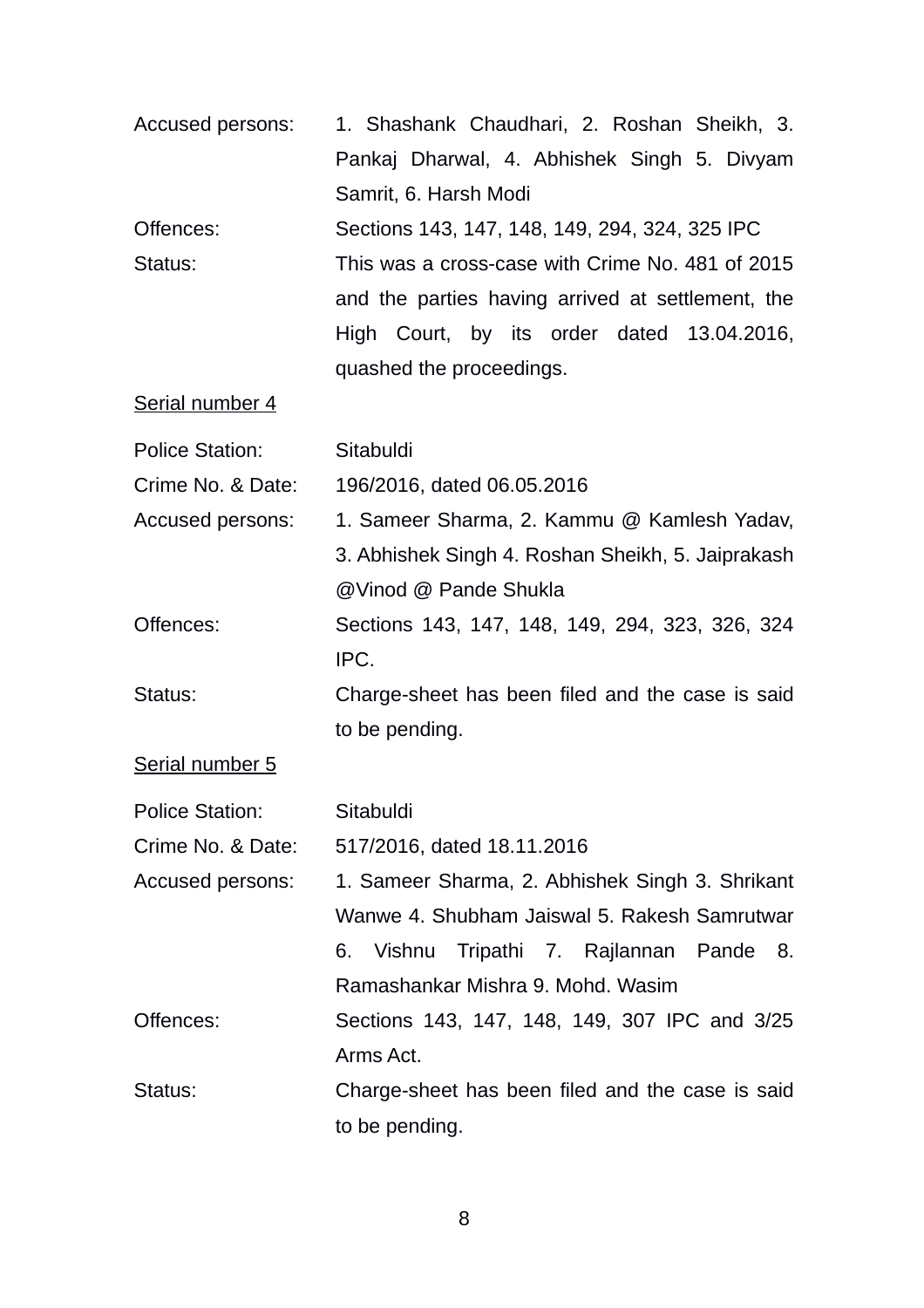Accused persons: 1. Shashank Chaudhari, 2. Roshan Sheikh, 3. Pankaj Dharwal, 4. Abhishek Singh 5. Divyam Samrit, 6. Harsh Modi

Offences: Sections 143, 147, 148, 149, 294, 324, 325 IPC

Status: This was a cross-case with Crime No. 481 of 2015 and the parties having arrived at settlement, the High Court, by its order dated 13.04.2016, quashed the proceedings.

<u>Serial number 4</u>

Police Station: Sitabuldi

Crime No. & Date: 196/2016, dated 06.05.2016

Accused persons: 1. Sameer Sharma, 2. Kammu @ Kamlesh Yadav, 3. Abhishek Singh 4. Roshan Sheikh, 5. Jaiprakash @Vinod @ Pande Shukla

Offences: Sections 143, 147, 148, 149, 294, 323, 326, 324 IPC.

Status: Charge-sheet has been filed and the case is said to be pending.

<u>Serial number 5</u>

Police Station: Sitabuldi

Crime No. & Date: 517/2016, dated 18.11.2016

Accused persons: 1. Sameer Sharma, 2. Abhishek Singh 3. Shrikant Wanwe 4. Shubham Jaiswal 5. Rakesh Samrutwar 6. Vishnu Tripathi 7. Rajlannan Pande 8. Ramashankar Mishra 9. Mohd. Wasim

Offences: Sections 143, 147, 148, 149, 307 IPC and 3/25 Arms Act.

Status: Charge-sheet has been filed and the case is said to be pending.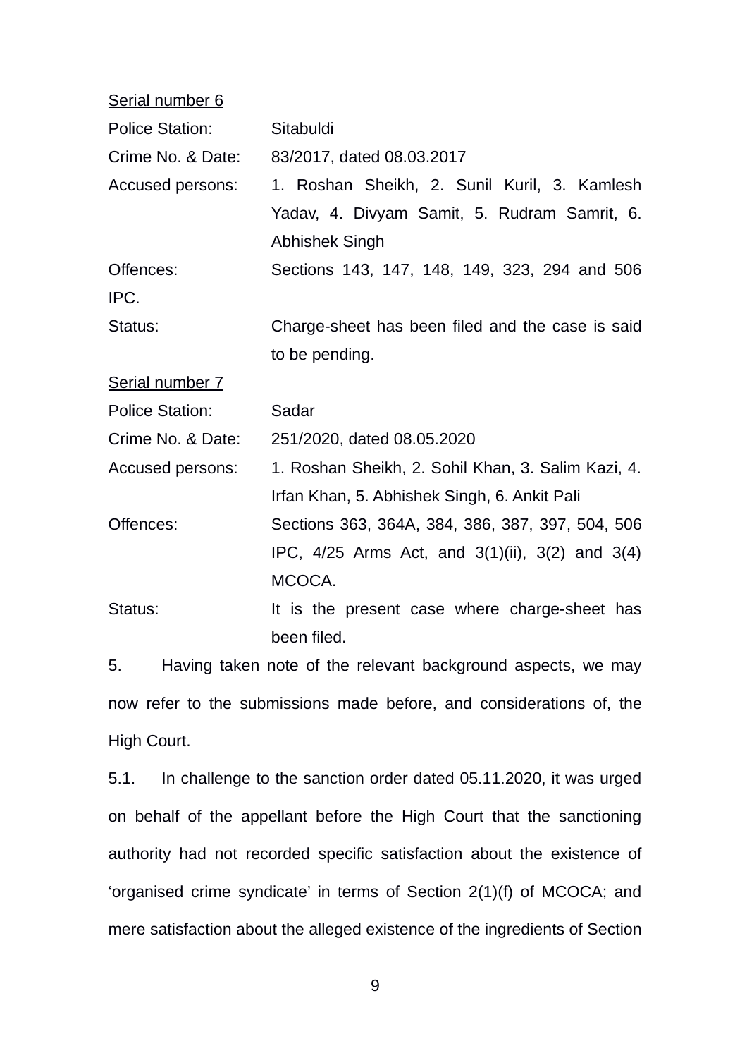<u>Serial number 6</u>

Police Station: Sitabuldi

Crime No. & Date: 83/2017, dated 08.03.2017

Accused persons: 1. Roshan Sheikh, 2. Sunil Kuril, 3. Kamlesh Yadav, 4. Divyam Samit, 5. Rudram Samrit, 6. Abhishek Singh

Offences: Sections 143, 147, 148, 149, 323, 294 and 506 IPC.

Status: Charge-sheet has been filed and the case is said to be pending.

<u>Serial number 7</u>

Police Station: Sadar

Crime No. & Date: 251/2020, dated 08.05.2020

Accused persons: 1. Roshan Sheikh, 2. Sohil Khan, 3. Salim Kazi, 4. Irfan Khan, 5. Abhishek Singh, 6. Ankit Pali

Offences: Sections 363, 364A, 384, 386, 387, 397, 504, 506 IPC, 4/25 Arms Act, and 3(1)(ii), 3(2) and 3(4) MCOCA.

Status: It is the present case where charge-sheet has been filed.

5. Having taken note of the relevant background aspects, we may now refer to the submissions made before, and considerations of, the High Court.

5.1. In challenge to the sanction order dated 05.11.2020, it was urged on behalf of the appellant before the High Court that the sanctioning authority had not recorded specific satisfaction about the existence of 'organised crime syndicate' in terms of Section 2(1)(f) of MCOCA; and mere satisfaction about the alleged existence of the ingredients of Section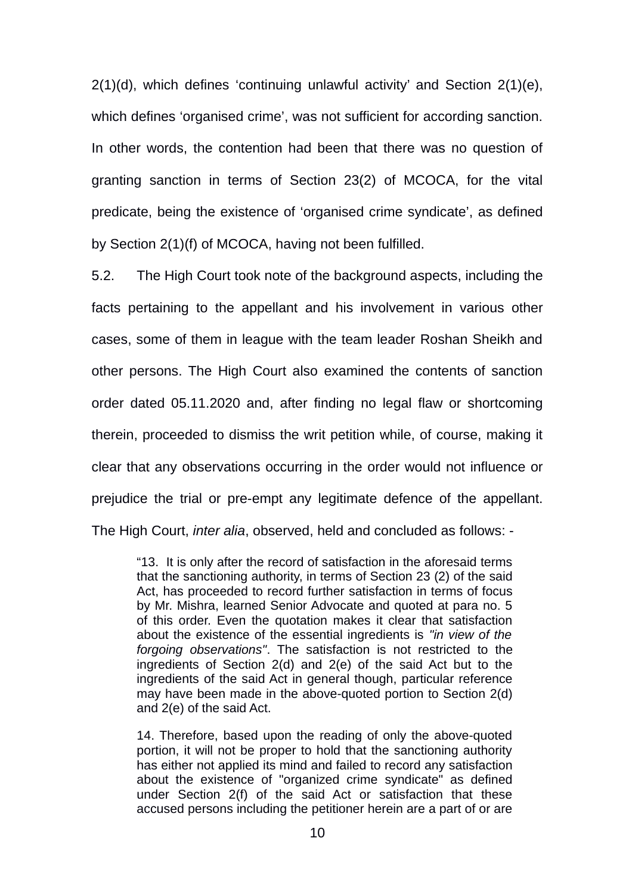2(1)(d), which defines 'continuing unlawful activity' and Section 2(1)(e), which defines 'organised crime', was not sufficient for according sanction. In other words, the contention had been that there was no question of granting sanction in terms of Section 23(2) of MCOCA, for the vital predicate, being the existence of 'organised crime syndicate', as defined by Section 2(1)(f) of MCOCA, having not been fulfilled.

5.2. The High Court took note of the background aspects, including the facts pertaining to the appellant and his involvement in various other cases, some of them in league with the team leader Roshan Sheikh and other persons. The High Court also examined the contents of sanction order dated 05.11.2020 and, after finding no legal flaw or shortcoming therein, proceeded to dismiss the writ petition while, of course, making it clear that any observations occurring in the order would not influence or prejudice the trial or pre-empt any legitimate defence of the appellant. The High Court, *inter alia*, observed, held and concluded as follows: -

> "13. It is only after the record of satisfaction in the aforesaid terms that the sanctioning authority, in terms of Section 23 (2) of the said Act, has proceeded to record further satisfaction in terms of focus by Mr. Mishra, learned Senior Advocate and quoted at para no. 5 of this order. Even the quotation makes it clear that satisfaction about the existence of the essential ingredients is *"in view of the forgoing observations"*. The satisfaction is not restricted to the ingredients of Section 2(d) and 2(e) of the said Act but to the ingredients of the said Act in general though, particular reference may have been made in the above-quoted portion to Section 2(d) and 2(e) of the said Act.
>
> 14. Therefore, based upon the reading of only the above-quoted portion, it will not be proper to hold that the sanctioning authority has either not applied its mind and failed to record any satisfaction about the existence of "organized crime syndicate" as defined under Section 2(f) of the said Act or satisfaction that these accused persons including the petitioner herein are a part of or are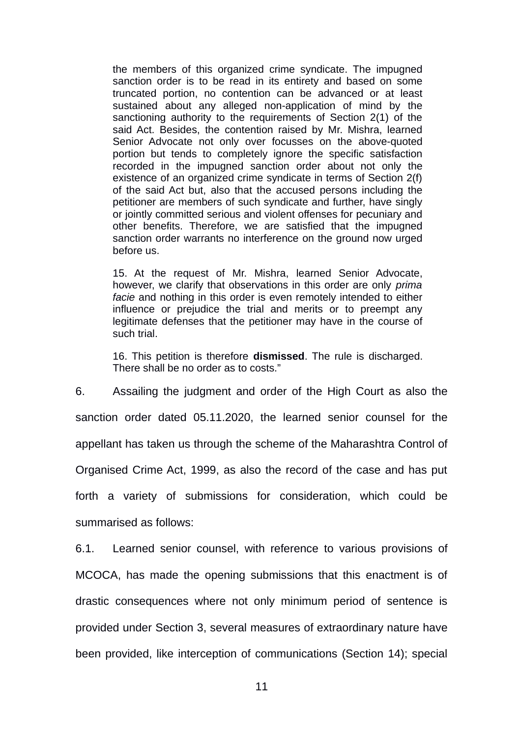the members of this organized crime syndicate. The impugned sanction order is to be read in its entirety and based on some truncated portion, no contention can be advanced or at least sustained about any alleged non-application of mind by the sanctioning authority to the requirements of Section 2(1) of the said Act. Besides, the contention raised by Mr. Mishra, learned Senior Advocate not only over focusses on the above-quoted portion but tends to completely ignore the specific satisfaction recorded in the impugned sanction order about not only the existence of an organized crime syndicate in terms of Section 2(f) of the said Act but, also that the accused persons including the petitioner are members of such syndicate and further, have singly or jointly committed serious and violent offenses for pecuniary and other benefits. Therefore, we are satisfied that the impugned sanction order warrants no interference on the ground now urged before us.

15. At the request of Mr. Mishra, learned Senior Advocate, however, we clarify that observations in this order are only *prima facie* and nothing in this order is even remotely intended to either influence or prejudice the trial and merits or to preempt any legitimate defenses that the petitioner may have in the course of such trial.

16. This petition is therefore **dismissed**. The rule is discharged. There shall be no order as to costs."

6. Assailing the judgment and order of the High Court as also the sanction order dated 05.11.2020, the learned senior counsel for the appellant has taken us through the scheme of the Maharashtra Control of Organised Crime Act, 1999, as also the record of the case and has put forth a variety of submissions for consideration, which could be summarised as follows:

6.1. Learned senior counsel, with reference to various provisions of MCOCA, has made the opening submissions that this enactment is of drastic consequences where not only minimum period of sentence is provided under Section 3, several measures of extraordinary nature have been provided, like interception of communications (Section 14); special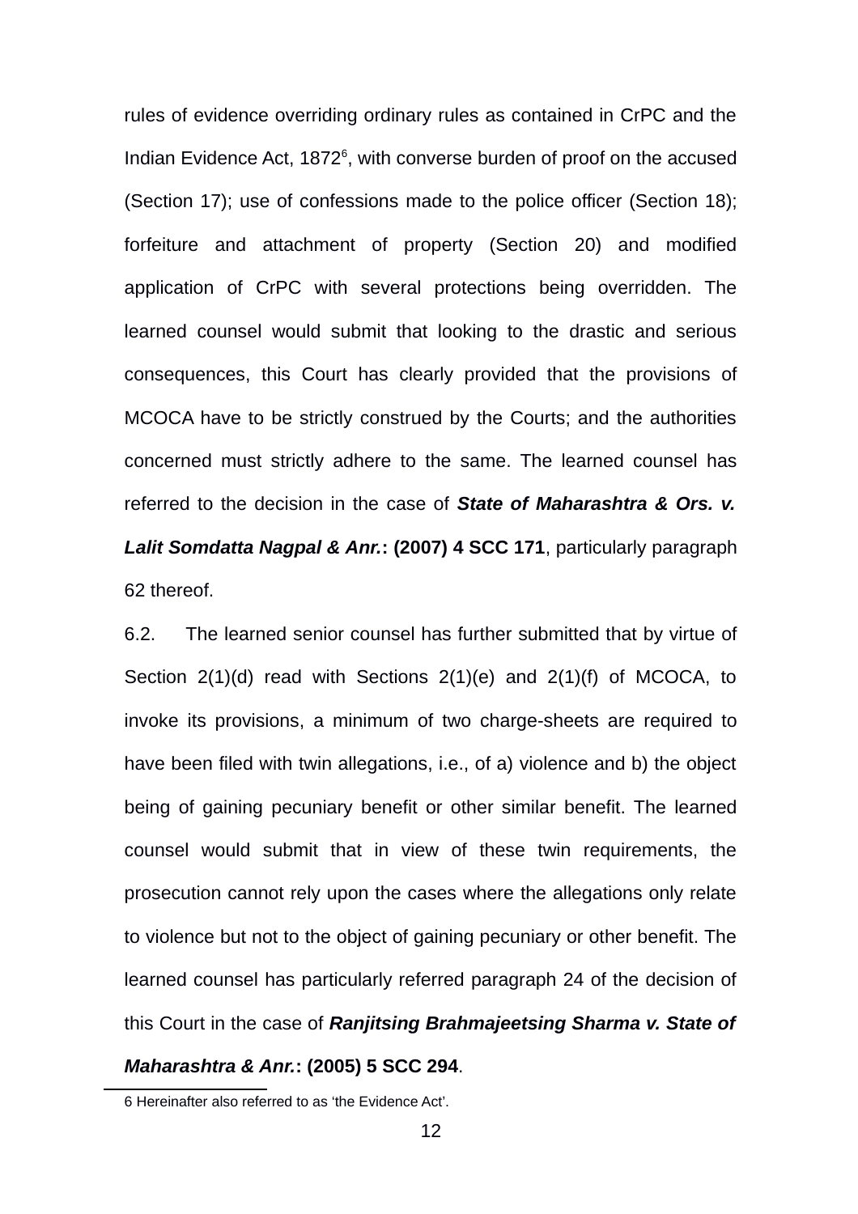rules of evidence overriding ordinary rules as contained in CrPC and the Indian Evidence Act, 1872[6], with converse burden of proof on the accused (Section 17); use of confessions made to the police officer (Section 18); forfeiture and attachment of property (Section 20) and modified application of CrPC with several protections being overridden. The learned counsel would submit that looking to the drastic and serious consequences, this Court has clearly provided that the provisions of MCOCA have to be strictly construed by the Courts; and the authorities concerned must strictly adhere to the same. The learned counsel has referred to the decision in the case of ***State of Maharashtra & Ors. v. Lalit Somdatta Nagpal & Anr.*****: (2007) 4 SCC 171**, particularly paragraph 62 thereof.

6.2. The learned senior counsel has further submitted that by virtue of Section 2(1)(d) read with Sections 2(1)(e) and 2(1)(f) of MCOCA, to invoke its provisions, a minimum of two charge-sheets are required to have been filed with twin allegations, i.e., of a) violence and b) the object being of gaining pecuniary benefit or other similar benefit. The learned counsel would submit that in view of these twin requirements, the prosecution cannot rely upon the cases where the allegations only relate to violence but not to the object of gaining pecuniary or other benefit. The learned counsel has particularly referred paragraph 24 of the decision of this Court in the case of ***Ranjitsing Brahmajeetsing Sharma v. State of Maharashtra & Anr.*****: (2005) 5 SCC 294**.

---

6 Hereinafter also referred to as 'the Evidence Act'.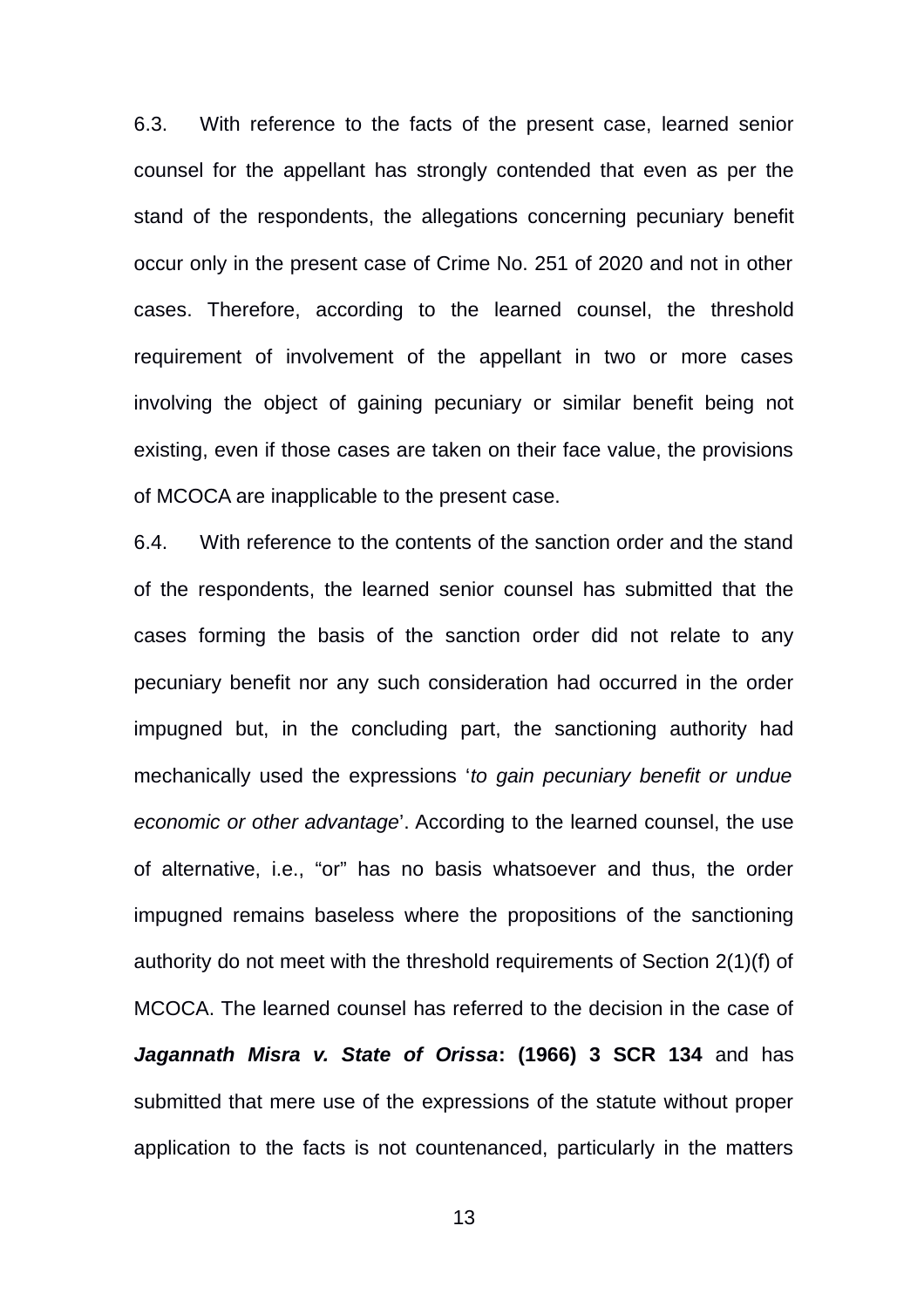6.3. With reference to the facts of the present case, learned senior counsel for the appellant has strongly contended that even as per the stand of the respondents, the allegations concerning pecuniary benefit occur only in the present case of Crime No. 251 of 2020 and not in other cases. Therefore, according to the learned counsel, the threshold requirement of involvement of the appellant in two or more cases involving the object of gaining pecuniary or similar benefit being not existing, even if those cases are taken on their face value, the provisions of MCOCA are inapplicable to the present case.

6.4. With reference to the contents of the sanction order and the stand of the respondents, the learned senior counsel has submitted that the cases forming the basis of the sanction order did not relate to any pecuniary benefit nor any such consideration had occurred in the order impugned but, in the concluding part, the sanctioning authority had mechanically used the expressions '*to gain pecuniary benefit or undue economic or other advantage*'. According to the learned counsel, the use of alternative, i.e., "or" has no basis whatsoever and thus, the order impugned remains baseless where the propositions of the sanctioning authority do not meet with the threshold requirements of Section 2(1)(f) of MCOCA. The learned counsel has referred to the decision in the case of ***Jagannath Misra v. State of Orissa*: (1966) 3 SCR 134** and has submitted that mere use of the expressions of the statute without proper application to the facts is not countenanced, particularly in the matters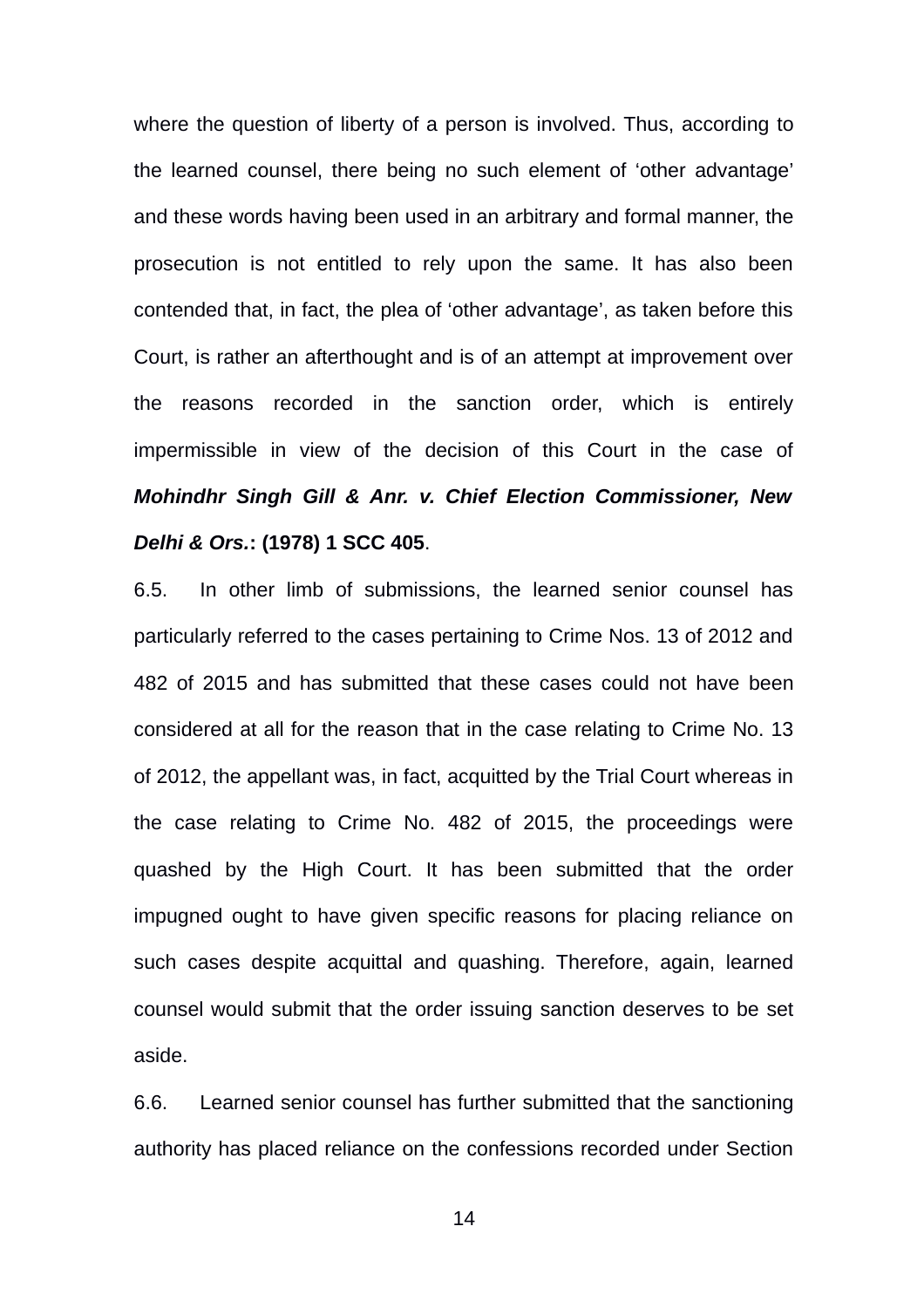where the question of liberty of a person is involved. Thus, according to the learned counsel, there being no such element of 'other advantage' and these words having been used in an arbitrary and formal manner, the prosecution is not entitled to rely upon the same. It has also been contended that, in fact, the plea of 'other advantage', as taken before this Court, is rather an afterthought and is of an attempt at improvement over the reasons recorded in the sanction order, which is entirely impermissible in view of the decision of this Court in the case of ***Mohindhr Singh Gill & Anr. v. Chief Election Commissioner, New Delhi & Ors.*: (1978) 1 SCC 405**.

6.5. In other limb of submissions, the learned senior counsel has particularly referred to the cases pertaining to Crime Nos. 13 of 2012 and 482 of 2015 and has submitted that these cases could not have been considered at all for the reason that in the case relating to Crime No. 13 of 2012, the appellant was, in fact, acquitted by the Trial Court whereas in the case relating to Crime No. 482 of 2015, the proceedings were quashed by the High Court. It has been submitted that the order impugned ought to have given specific reasons for placing reliance on such cases despite acquittal and quashing. Therefore, again, learned counsel would submit that the order issuing sanction deserves to be set aside.

6.6. Learned senior counsel has further submitted that the sanctioning authority has placed reliance on the confessions recorded under Section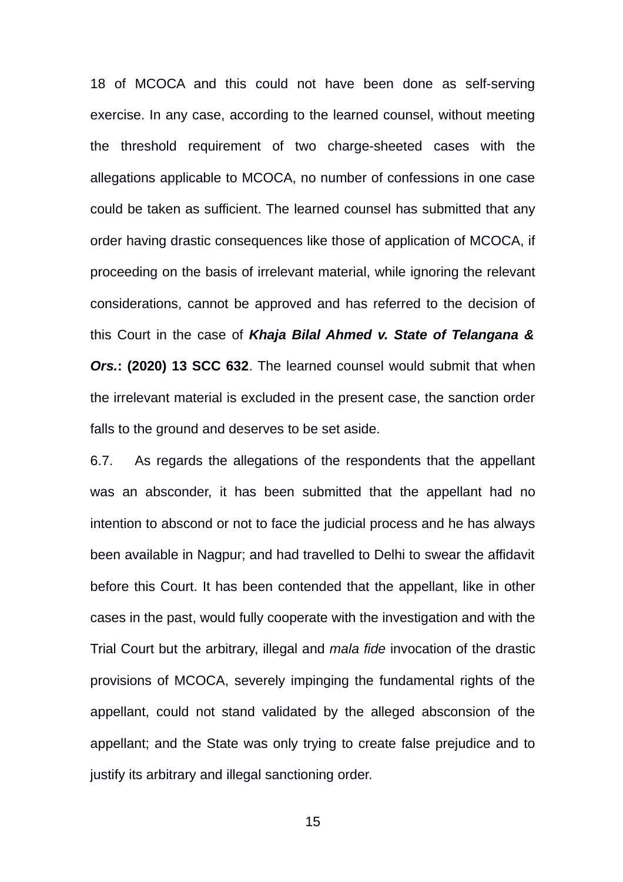18 of MCOCA and this could not have been done as self-serving exercise. In any case, according to the learned counsel, without meeting the threshold requirement of two charge-sheeted cases with the allegations applicable to MCOCA, no number of confessions in one case could be taken as sufficient. The learned counsel has submitted that any order having drastic consequences like those of application of MCOCA, if proceeding on the basis of irrelevant material, while ignoring the relevant considerations, cannot be approved and has referred to the decision of this Court in the case of ***Khaja Bilal Ahmed v. State of Telangana & Ors.*****: (2020) 13 SCC 632**. The learned counsel would submit that when the irrelevant material is excluded in the present case, the sanction order falls to the ground and deserves to be set aside.

6.7. As regards the allegations of the respondents that the appellant was an absconder, it has been submitted that the appellant had no intention to abscond or not to face the judicial process and he has always been available in Nagpur; and had travelled to Delhi to swear the affidavit before this Court. It has been contended that the appellant, like in other cases in the past, would fully cooperate with the investigation and with the Trial Court but the arbitrary, illegal and *mala fide* invocation of the drastic provisions of MCOCA, severely impinging the fundamental rights of the appellant, could not stand validated by the alleged absconsion of the appellant; and the State was only trying to create false prejudice and to justify its arbitrary and illegal sanctioning order.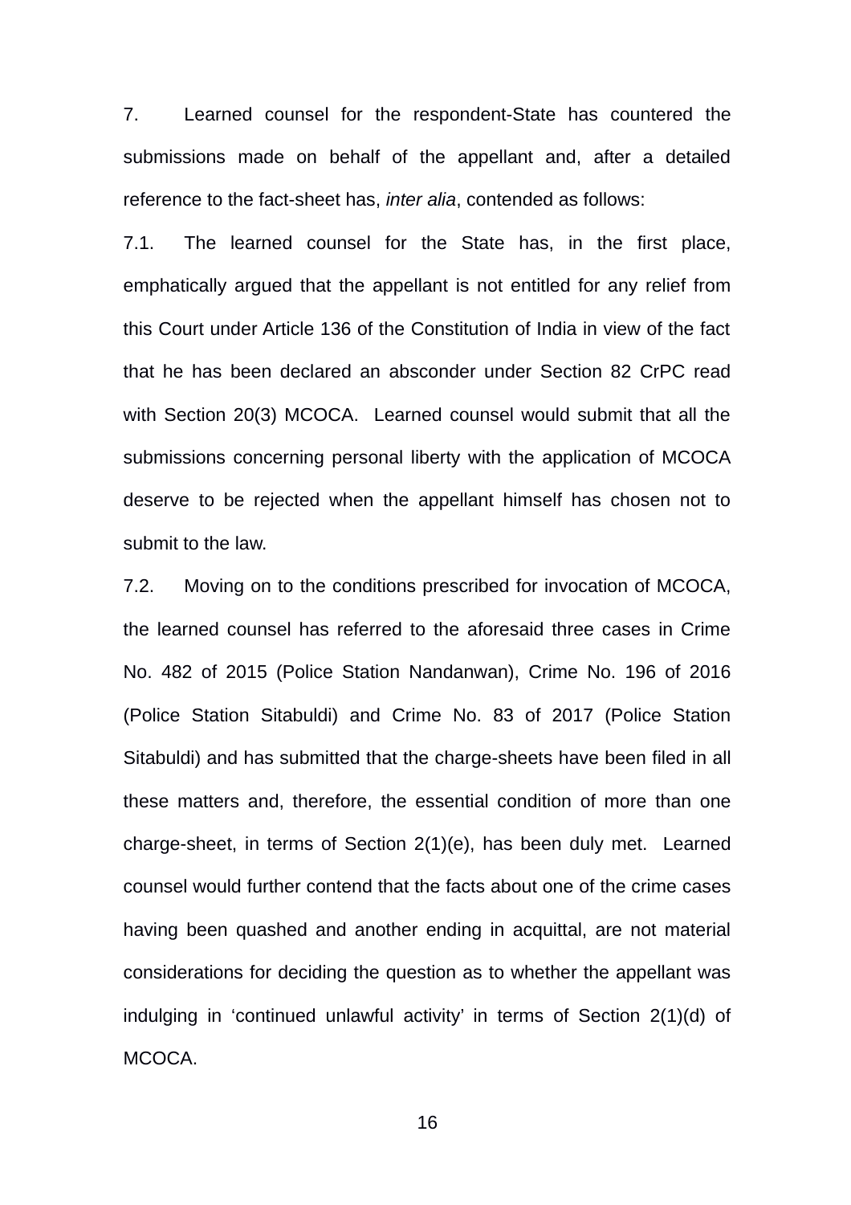7. Learned counsel for the respondent-State has countered the submissions made on behalf of the appellant and, after a detailed reference to the fact-sheet has, *inter alia*, contended as follows:

7.1. The learned counsel for the State has, in the first place, emphatically argued that the appellant is not entitled for any relief from this Court under Article 136 of the Constitution of India in view of the fact that he has been declared an absconder under Section 82 CrPC read with Section 20(3) MCOCA. Learned counsel would submit that all the submissions concerning personal liberty with the application of MCOCA deserve to be rejected when the appellant himself has chosen not to submit to the law.

7.2. Moving on to the conditions prescribed for invocation of MCOCA, the learned counsel has referred to the aforesaid three cases in Crime No. 482 of 2015 (Police Station Nandanwan), Crime No. 196 of 2016 (Police Station Sitabuldi) and Crime No. 83 of 2017 (Police Station Sitabuldi) and has submitted that the charge-sheets have been filed in all these matters and, therefore, the essential condition of more than one charge-sheet, in terms of Section 2(1)(e), has been duly met. Learned counsel would further contend that the facts about one of the crime cases having been quashed and another ending in acquittal, are not material considerations for deciding the question as to whether the appellant was indulging in 'continued unlawful activity' in terms of Section 2(1)(d) of MCOCA.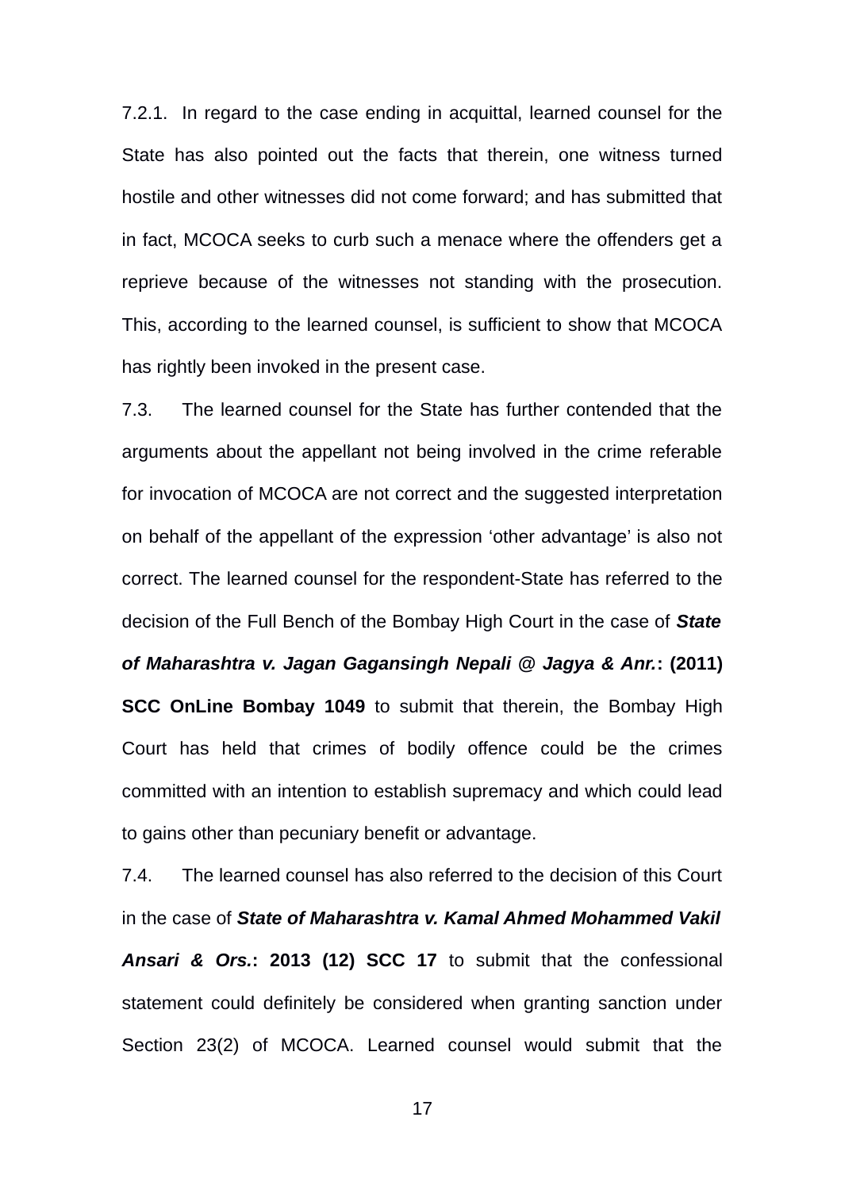7.2.1. In regard to the case ending in acquittal, learned counsel for the State has also pointed out the facts that therein, one witness turned hostile and other witnesses did not come forward; and has submitted that in fact, MCOCA seeks to curb such a menace where the offenders get a reprieve because of the witnesses not standing with the prosecution. This, according to the learned counsel, is sufficient to show that MCOCA has rightly been invoked in the present case.

7.3. The learned counsel for the State has further contended that the arguments about the appellant not being involved in the crime referable for invocation of MCOCA are not correct and the suggested interpretation on behalf of the appellant of the expression 'other advantage' is also not correct. The learned counsel for the respondent-State has referred to the decision of the Full Bench of the Bombay High Court in the case of ***State of Maharashtra v. Jagan Gagansingh Nepali @ Jagya & Anr.*: (2011) SCC OnLine Bombay 1049** to submit that therein, the Bombay High Court has held that crimes of bodily offence could be the crimes committed with an intention to establish supremacy and which could lead to gains other than pecuniary benefit or advantage.

7.4. The learned counsel has also referred to the decision of this Court in the case of ***State of Maharashtra v. Kamal Ahmed Mohammed Vakil Ansari & Ors.*: 2013 (12) SCC 17** to submit that the confessional statement could definitely be considered when granting sanction under Section 23(2) of MCOCA. Learned counsel would submit that the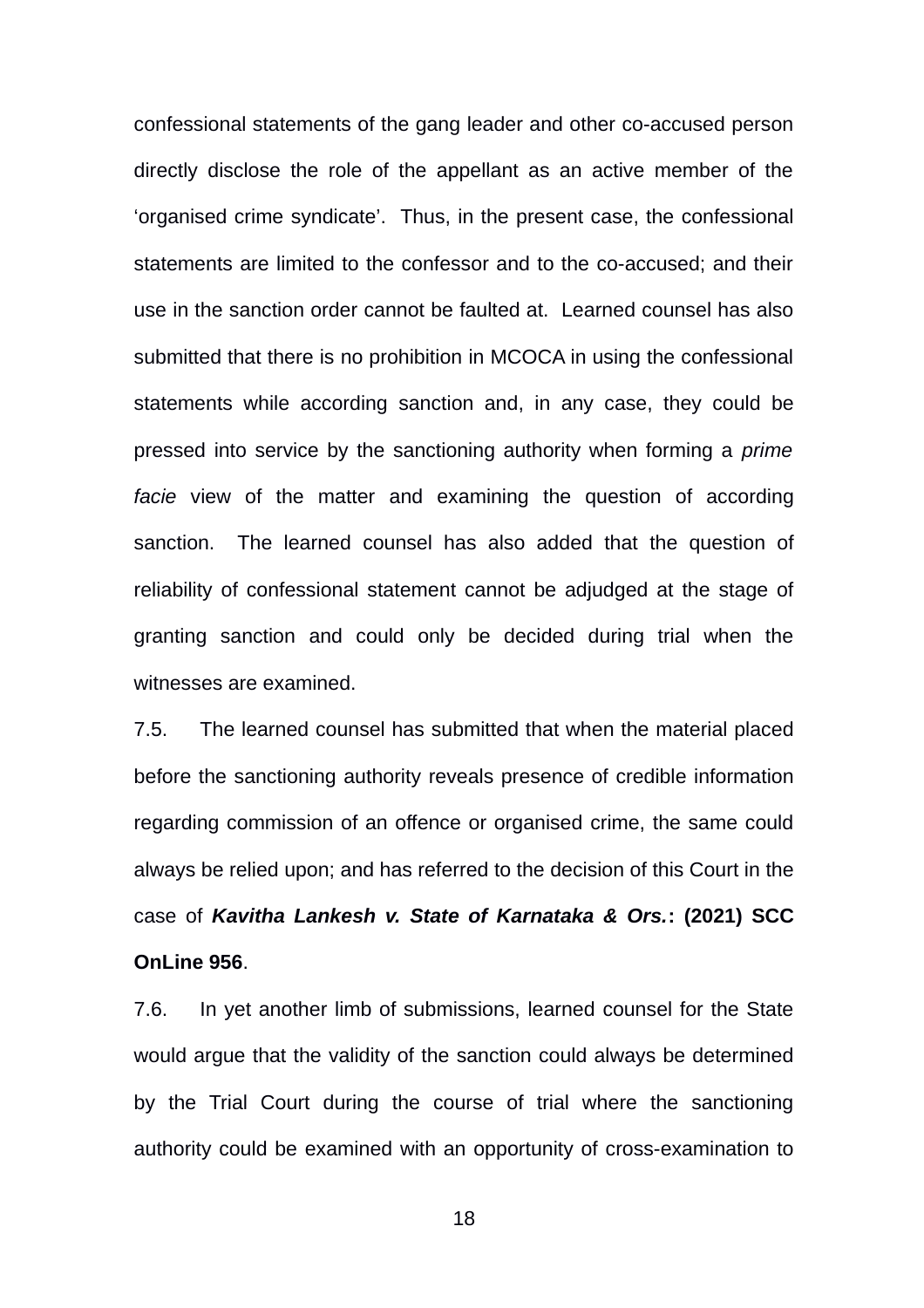confessional statements of the gang leader and other co-accused person directly disclose the role of the appellant as an active member of the 'organised crime syndicate'. Thus, in the present case, the confessional statements are limited to the confessor and to the co-accused; and their use in the sanction order cannot be faulted at. Learned counsel has also submitted that there is no prohibition in MCOCA in using the confessional statements while according sanction and, in any case, they could be pressed into service by the sanctioning authority when forming a *prime facie* view of the matter and examining the question of according sanction. The learned counsel has also added that the question of reliability of confessional statement cannot be adjudged at the stage of granting sanction and could only be decided during trial when the witnesses are examined.

7.5. The learned counsel has submitted that when the material placed before the sanctioning authority reveals presence of credible information regarding commission of an offence or organised crime, the same could always be relied upon; and has referred to the decision of this Court in the case of ***Kavitha Lankesh v. State of Karnataka & Ors.*****: (2021) SCC OnLine 956**.

7.6. In yet another limb of submissions, learned counsel for the State would argue that the validity of the sanction could always be determined by the Trial Court during the course of trial where the sanctioning authority could be examined with an opportunity of cross-examination to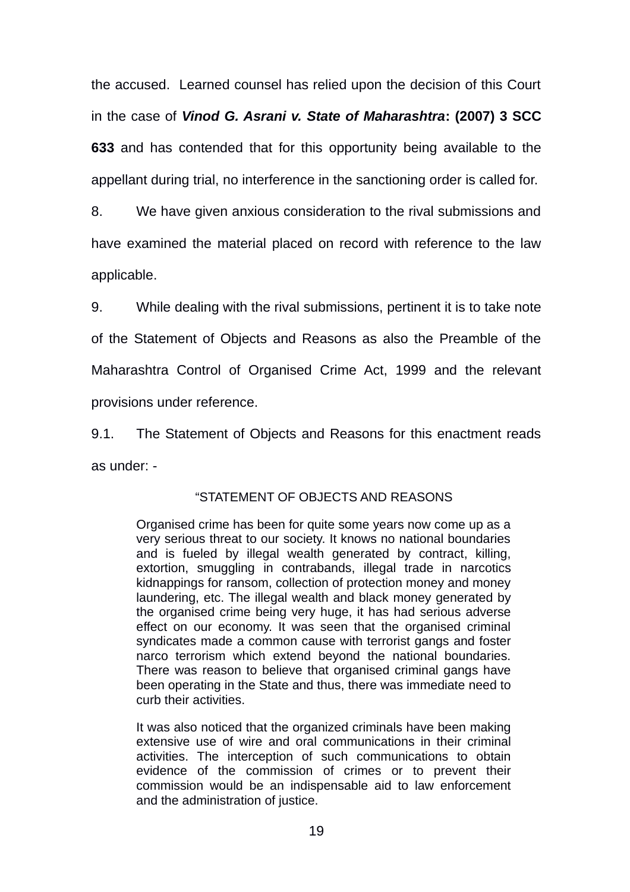the accused. Learned counsel has relied upon the decision of this Court in the case of ***Vinod G. Asrani v. State of Maharashtra*: (2007) 3 SCC 633** and has contended that for this opportunity being available to the appellant during trial, no interference in the sanctioning order is called for.

8. We have given anxious consideration to the rival submissions and have examined the material placed on record with reference to the law applicable.

9. While dealing with the rival submissions, pertinent it is to take note of the Statement of Objects and Reasons as also the Preamble of the Maharashtra Control of Organised Crime Act, 1999 and the relevant provisions under reference.

9.1. The Statement of Objects and Reasons for this enactment reads as under: -

> "STATEMENT OF OBJECTS AND REASONS
>
> Organised crime has been for quite some years now come up as a very serious threat to our society. It knows no national boundaries and is fueled by illegal wealth generated by contract, killing, extortion, smuggling in contrabands, illegal trade in narcotics kidnappings for ransom, collection of protection money and money laundering, etc. The illegal wealth and black money generated by the organised crime being very huge, it has had serious adverse effect on our economy. It was seen that the organised criminal syndicates made a common cause with terrorist gangs and foster narco terrorism which extend beyond the national boundaries. There was reason to believe that organised criminal gangs have been operating in the State and thus, there was immediate need to curb their activities.
>
> It was also noticed that the organized criminals have been making extensive use of wire and oral communications in their criminal activities. The interception of such communications to obtain evidence of the commission of crimes or to prevent their commission would be an indispensable aid to law enforcement and the administration of justice.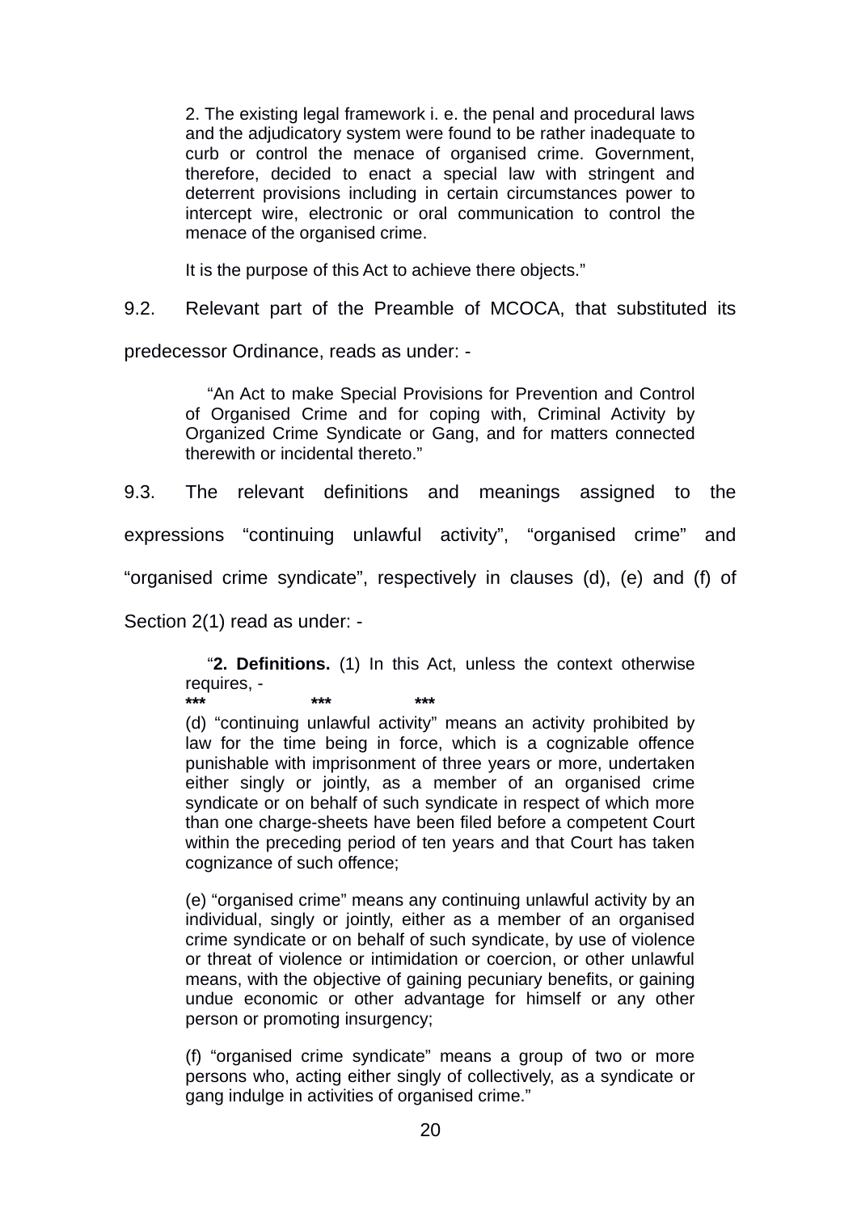> 2. The existing legal framework i. e. the penal and procedural laws and the adjudicatory system were found to be rather inadequate to curb or control the menace of organised crime. Government, therefore, decided to enact a special law with stringent and deterrent provisions including in certain circumstances power to intercept wire, electronic or oral communication to control the menace of the organised crime.
>
> It is the purpose of this Act to achieve there objects."

9.2. Relevant part of the Preamble of MCOCA, that substituted its predecessor Ordinance, reads as under: -

> "An Act to make Special Provisions for Prevention and Control of Organised Crime and for coping with, Criminal Activity by Organized Crime Syndicate or Gang, and for matters connected therewith or incidental thereto."

9.3. The relevant definitions and meanings assigned to the expressions "continuing unlawful activity", "organised crime" and "organised crime syndicate", respectively in clauses (d), (e) and (f) of Section 2(1) read as under: -

> "**2. Definitions.** (1) In this Act, unless the context otherwise requires, -
>
> **\*\*\*  \*\*\*  \*\*\***
>
> (d) "continuing unlawful activity" means an activity prohibited by law for the time being in force, which is a cognizable offence punishable with imprisonment of three years or more, undertaken either singly or jointly, as a member of an organised crime syndicate or on behalf of such syndicate in respect of which more than one charge-sheets have been filed before a competent Court within the preceding period of ten years and that Court has taken cognizance of such offence;
>
> (e) "organised crime" means any continuing unlawful activity by an individual, singly or jointly, either as a member of an organised crime syndicate or on behalf of such syndicate, by use of violence or threat of violence or intimidation or coercion, or other unlawful means, with the objective of gaining pecuniary benefits, or gaining undue economic or other advantage for himself or any other person or promoting insurgency;
>
> (f) "organised crime syndicate" means a group of two or more persons who, acting either singly of collectively, as a syndicate or gang indulge in activities of organised crime."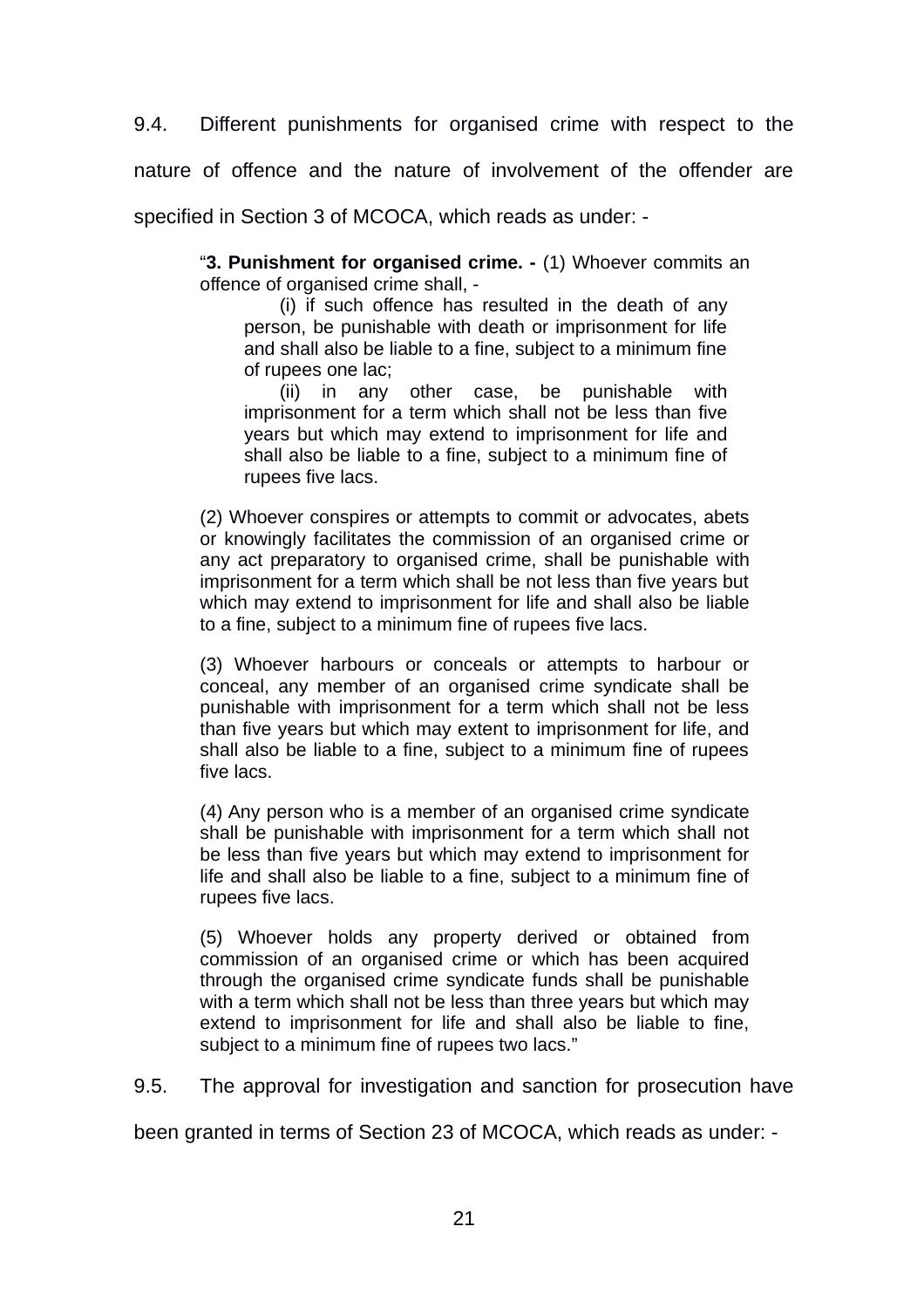9.4. Different punishments for organised crime with respect to the nature of offence and the nature of involvement of the offender are specified in Section 3 of MCOCA, which reads as under: -

> "**3. Punishment for organised crime. -** (1) Whoever commits an offence of organised crime shall, -
>
> > (i) if such offence has resulted in the death of any person, be punishable with death or imprisonment for life and shall also be liable to a fine, subject to a minimum fine of rupees one lac;
> >
> > (ii) in any other case, be punishable with imprisonment for a term which shall not be less than five years but which may extend to imprisonment for life and shall also be liable to a fine, subject to a minimum fine of rupees five lacs.
>
> (2) Whoever conspires or attempts to commit or advocates, abets or knowingly facilitates the commission of an organised crime or any act preparatory to organised crime, shall be punishable with imprisonment for a term which shall be not less than five years but which may extend to imprisonment for life and shall also be liable to a fine, subject to a minimum fine of rupees five lacs.
>
> (3) Whoever harbours or conceals or attempts to harbour or conceal, any member of an organised crime syndicate shall be punishable with imprisonment for a term which shall not be less than five years but which may extent to imprisonment for life, and shall also be liable to a fine, subject to a minimum fine of rupees five lacs.
>
> (4) Any person who is a member of an organised crime syndicate shall be punishable with imprisonment for a term which shall not be less than five years but which may extend to imprisonment for life and shall also be liable to a fine, subject to a minimum fine of rupees five lacs.
>
> (5) Whoever holds any property derived or obtained from commission of an organised crime or which has been acquired through the organised crime syndicate funds shall be punishable with a term which shall not be less than three years but which may extend to imprisonment for life and shall also be liable to fine, subject to a minimum fine of rupees two lacs."

9.5. The approval for investigation and sanction for prosecution have been granted in terms of Section 23 of MCOCA, which reads as under: -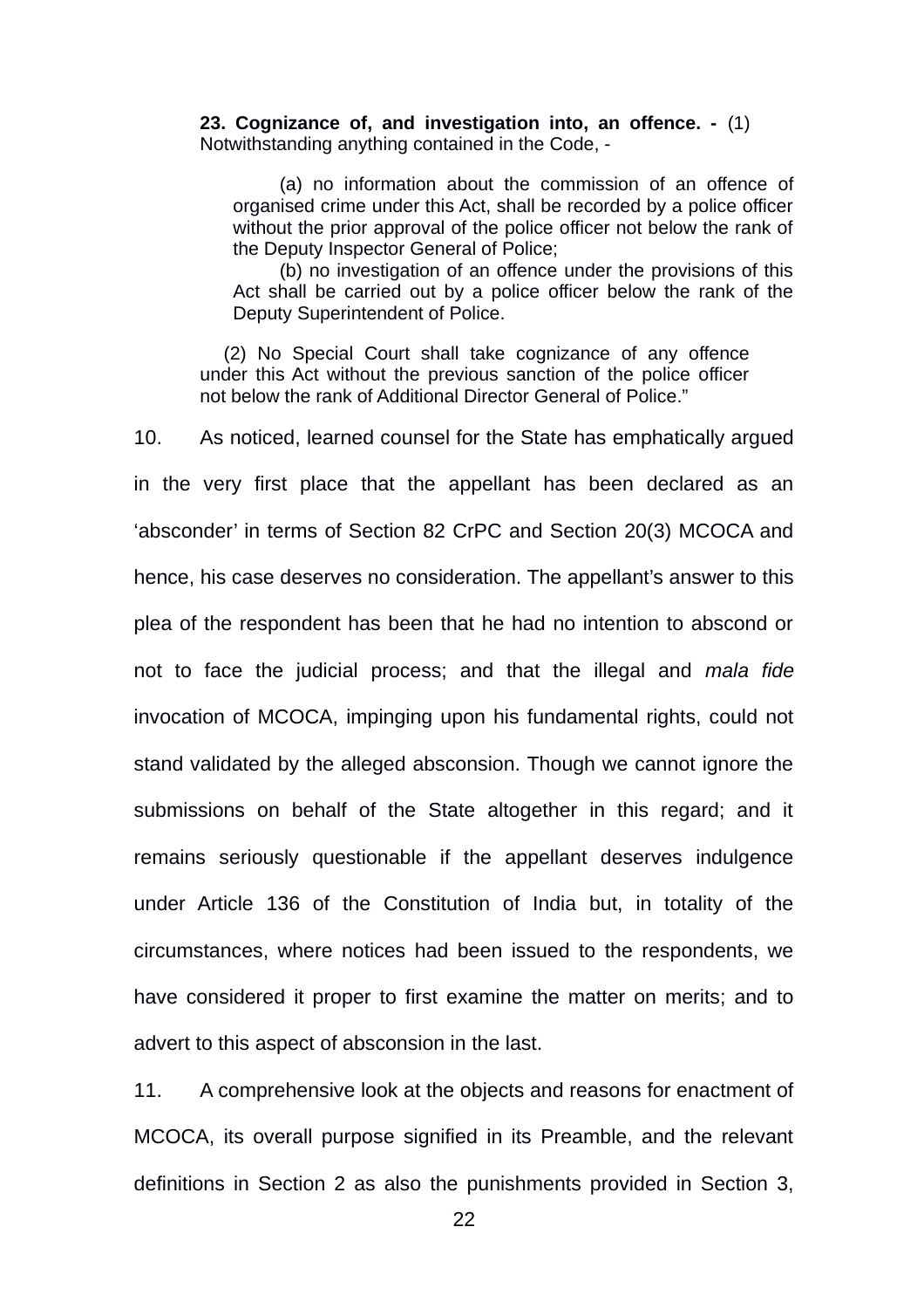> **23. Cognizance of, and investigation into, an offence. -** (1) Notwithstanding anything contained in the Code, -
>
> (a) no information about the commission of an offence of organised crime under this Act, shall be recorded by a police officer without the prior approval of the police officer not below the rank of the Deputy Inspector General of Police;
>
> (b) no investigation of an offence under the provisions of this Act shall be carried out by a police officer below the rank of the Deputy Superintendent of Police.
>
> (2) No Special Court shall take cognizance of any offence under this Act without the previous sanction of the police officer not below the rank of Additional Director General of Police."

10. As noticed, learned counsel for the State has emphatically argued in the very first place that the appellant has been declared as an 'absconder' in terms of Section 82 CrPC and Section 20(3) MCOCA and hence, his case deserves no consideration. The appellant's answer to this plea of the respondent has been that he had no intention to abscond or not to face the judicial process; and that the illegal and *mala fide* invocation of MCOCA, impinging upon his fundamental rights, could not stand validated by the alleged absconsion. Though we cannot ignore the submissions on behalf of the State altogether in this regard; and it remains seriously questionable if the appellant deserves indulgence under Article 136 of the Constitution of India but, in totality of the circumstances, where notices had been issued to the respondents, we have considered it proper to first examine the matter on merits; and to advert to this aspect of absconsion in the last.

11. A comprehensive look at the objects and reasons for enactment of MCOCA, its overall purpose signified in its Preamble, and the relevant definitions in Section 2 as also the punishments provided in Section 3,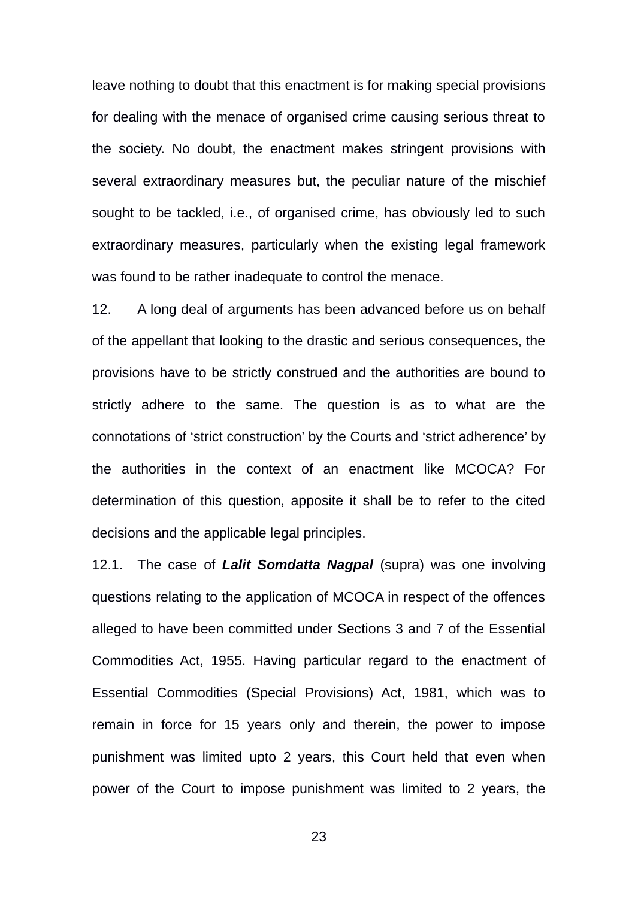leave nothing to doubt that this enactment is for making special provisions for dealing with the menace of organised crime causing serious threat to the society. No doubt, the enactment makes stringent provisions with several extraordinary measures but, the peculiar nature of the mischief sought to be tackled, i.e., of organised crime, has obviously led to such extraordinary measures, particularly when the existing legal framework was found to be rather inadequate to control the menace.

12. A long deal of arguments has been advanced before us on behalf of the appellant that looking to the drastic and serious consequences, the provisions have to be strictly construed and the authorities are bound to strictly adhere to the same. The question is as to what are the connotations of 'strict construction' by the Courts and 'strict adherence' by the authorities in the context of an enactment like MCOCA? For determination of this question, apposite it shall be to refer to the cited decisions and the applicable legal principles.

12.1. The case of ***Lalit Somdatta Nagpal*** (supra) was one involving questions relating to the application of MCOCA in respect of the offences alleged to have been committed under Sections 3 and 7 of the Essential Commodities Act, 1955. Having particular regard to the enactment of Essential Commodities (Special Provisions) Act, 1981, which was to remain in force for 15 years only and therein, the power to impose punishment was limited upto 2 years, this Court held that even when power of the Court to impose punishment was limited to 2 years, the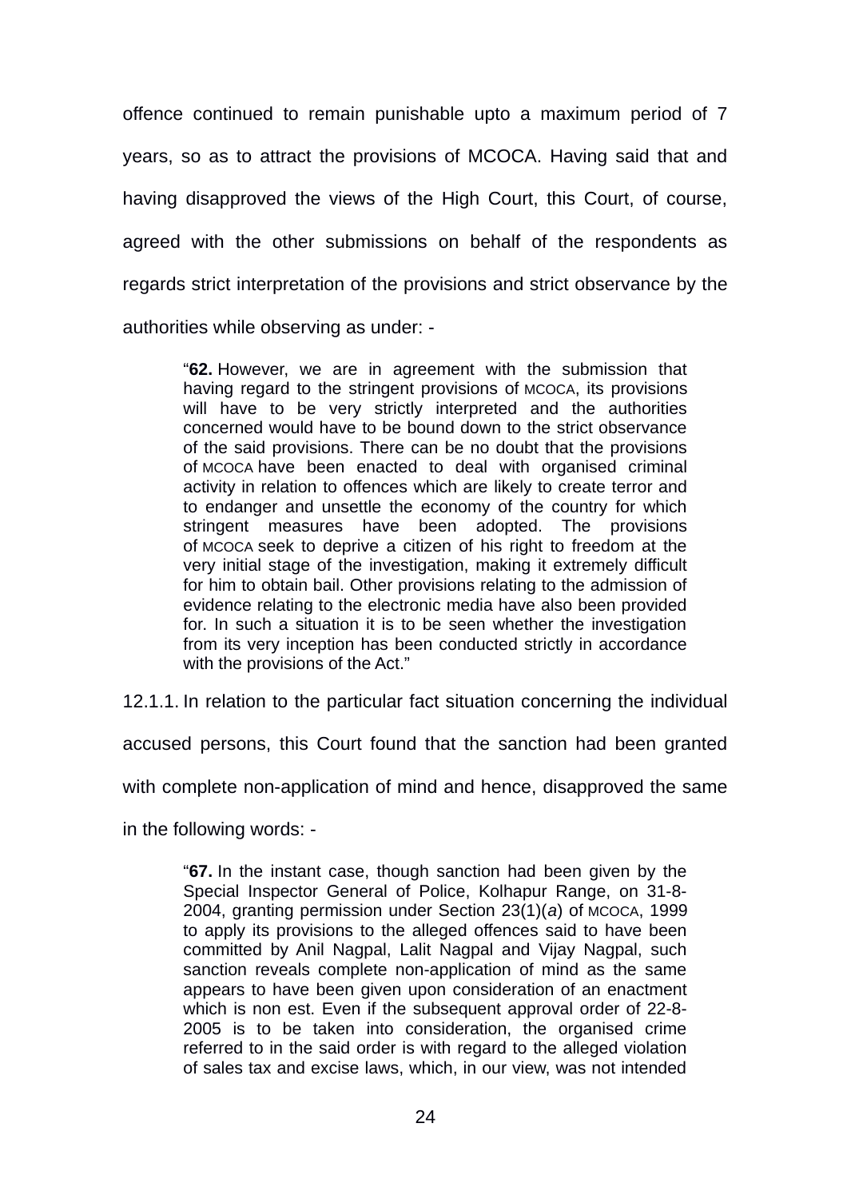offence continued to remain punishable upto a maximum period of 7 years, so as to attract the provisions of MCOCA. Having said that and having disapproved the views of the High Court, this Court, of course, agreed with the other submissions on behalf of the respondents as regards strict interpretation of the provisions and strict observance by the authorities while observing as under: -

> "**62.** However, we are in agreement with the submission that having regard to the stringent provisions of MCOCA, its provisions will have to be very strictly interpreted and the authorities concerned would have to be bound down to the strict observance of the said provisions. There can be no doubt that the provisions of MCOCA have been enacted to deal with organised criminal activity in relation to offences which are likely to create terror and to endanger and unsettle the economy of the country for which stringent measures have been adopted. The provisions of MCOCA seek to deprive a citizen of his right to freedom at the very initial stage of the investigation, making it extremely difficult for him to obtain bail. Other provisions relating to the admission of evidence relating to the electronic media have also been provided for. In such a situation it is to be seen whether the investigation from its very inception has been conducted strictly in accordance with the provisions of the Act."

12.1.1. In relation to the particular fact situation concerning the individual accused persons, this Court found that the sanction had been granted with complete non-application of mind and hence, disapproved the same in the following words: -

> "**67.** In the instant case, though sanction had been given by the Special Inspector General of Police, Kolhapur Range, on 31-8-2004, granting permission under Section 23(1)(*a*) of MCOCA, 1999 to apply its provisions to the alleged offences said to have been committed by Anil Nagpal, Lalit Nagpal and Vijay Nagpal, such sanction reveals complete non-application of mind as the same appears to have been given upon consideration of an enactment which is non est. Even if the subsequent approval order of 22-8-2005 is to be taken into consideration, the organised crime referred to in the said order is with regard to the alleged violation of sales tax and excise laws, which, in our view, was not intended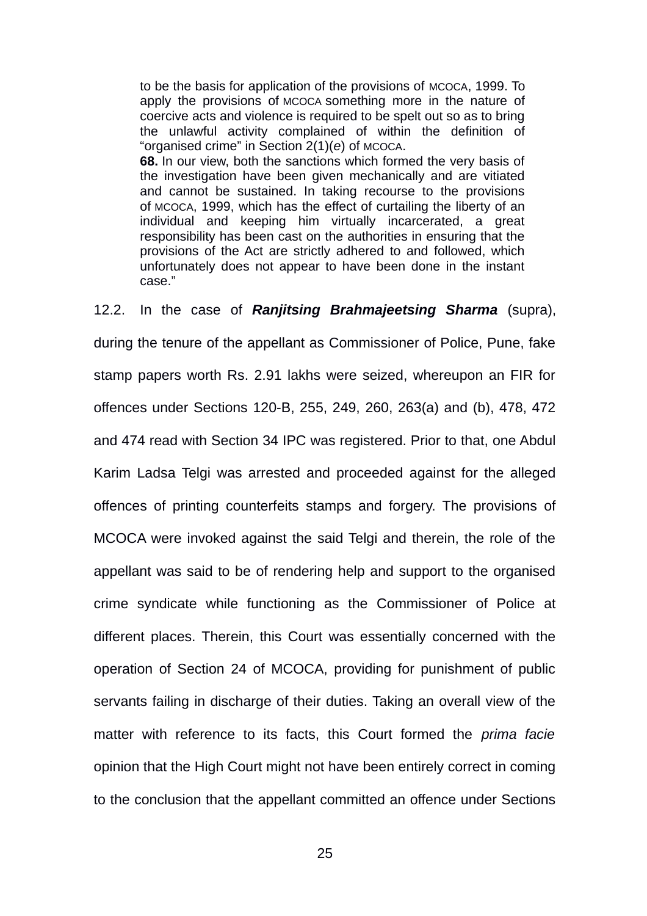> to be the basis for application of the provisions of MCOCA, 1999. To apply the provisions of MCOCA something more in the nature of coercive acts and violence is required to be spelt out so as to bring the unlawful activity complained of within the definition of "organised crime" in Section 2(1)(*e*) of MCOCA.
>
> **68.** In our view, both the sanctions which formed the very basis of the investigation have been given mechanically and are vitiated and cannot be sustained. In taking recourse to the provisions of MCOCA, 1999, which has the effect of curtailing the liberty of an individual and keeping him virtually incarcerated, a great responsibility has been cast on the authorities in ensuring that the provisions of the Act are strictly adhered to and followed, which unfortunately does not appear to have been done in the instant case."

12.2. In the case of ***Ranjitsing Brahmajeetsing Sharma*** (supra), during the tenure of the appellant as Commissioner of Police, Pune, fake stamp papers worth Rs. 2.91 lakhs were seized, whereupon an FIR for offences under Sections 120-B, 255, 249, 260, 263(a) and (b), 478, 472 and 474 read with Section 34 IPC was registered. Prior to that, one Abdul Karim Ladsa Telgi was arrested and proceeded against for the alleged offences of printing counterfeits stamps and forgery. The provisions of MCOCA were invoked against the said Telgi and therein, the role of the appellant was said to be of rendering help and support to the organised crime syndicate while functioning as the Commissioner of Police at different places. Therein, this Court was essentially concerned with the operation of Section 24 of MCOCA, providing for punishment of public servants failing in discharge of their duties. Taking an overall view of the matter with reference to its facts, this Court formed the *prima facie* opinion that the High Court might not have been entirely correct in coming to the conclusion that the appellant committed an offence under Sections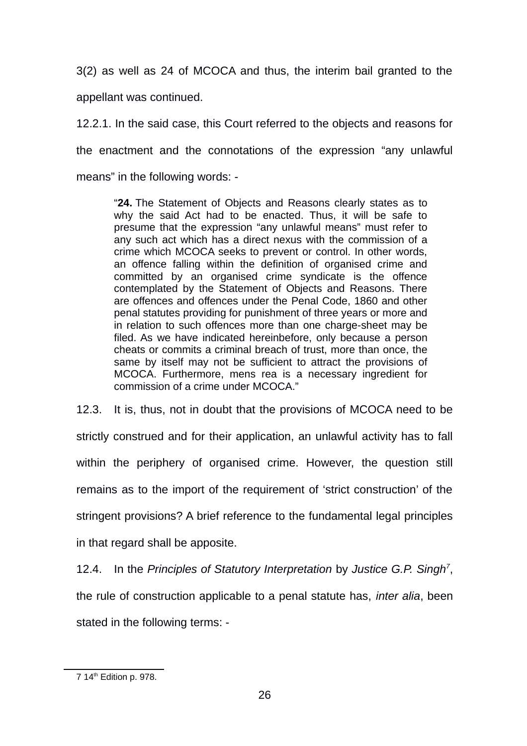3(2) as well as 24 of MCOCA and thus, the interim bail granted to the appellant was continued.

12.2.1. In the said case, this Court referred to the objects and reasons for the enactment and the connotations of the expression "any unlawful means" in the following words: -

> "**24.** The Statement of Objects and Reasons clearly states as to why the said Act had to be enacted. Thus, it will be safe to presume that the expression "any unlawful means" must refer to any such act which has a direct nexus with the commission of a crime which MCOCA seeks to prevent or control. In other words, an offence falling within the definition of organised crime and committed by an organised crime syndicate is the offence contemplated by the Statement of Objects and Reasons. There are offences and offences under the Penal Code, 1860 and other penal statutes providing for punishment of three years or more and in relation to such offences more than one charge-sheet may be filed. As we have indicated hereinbefore, only because a person cheats or commits a criminal breach of trust, more than once, the same by itself may not be sufficient to attract the provisions of MCOCA. Furthermore, mens rea is a necessary ingredient for commission of a crime under MCOCA."

12.3. It is, thus, not in doubt that the provisions of MCOCA need to be strictly construed and for their application, an unlawful activity has to fall within the periphery of organised crime. However, the question still remains as to the import of the requirement of 'strict construction' of the stringent provisions? A brief reference to the fundamental legal principles in that regard shall be apposite.

12.4. In the *Principles of Statutory Interpretation* by *Justice G.P. Singh*[7], the rule of construction applicable to a penal statute has, *inter alia*, been stated in the following terms: -

---

7 14th Edition p. 978.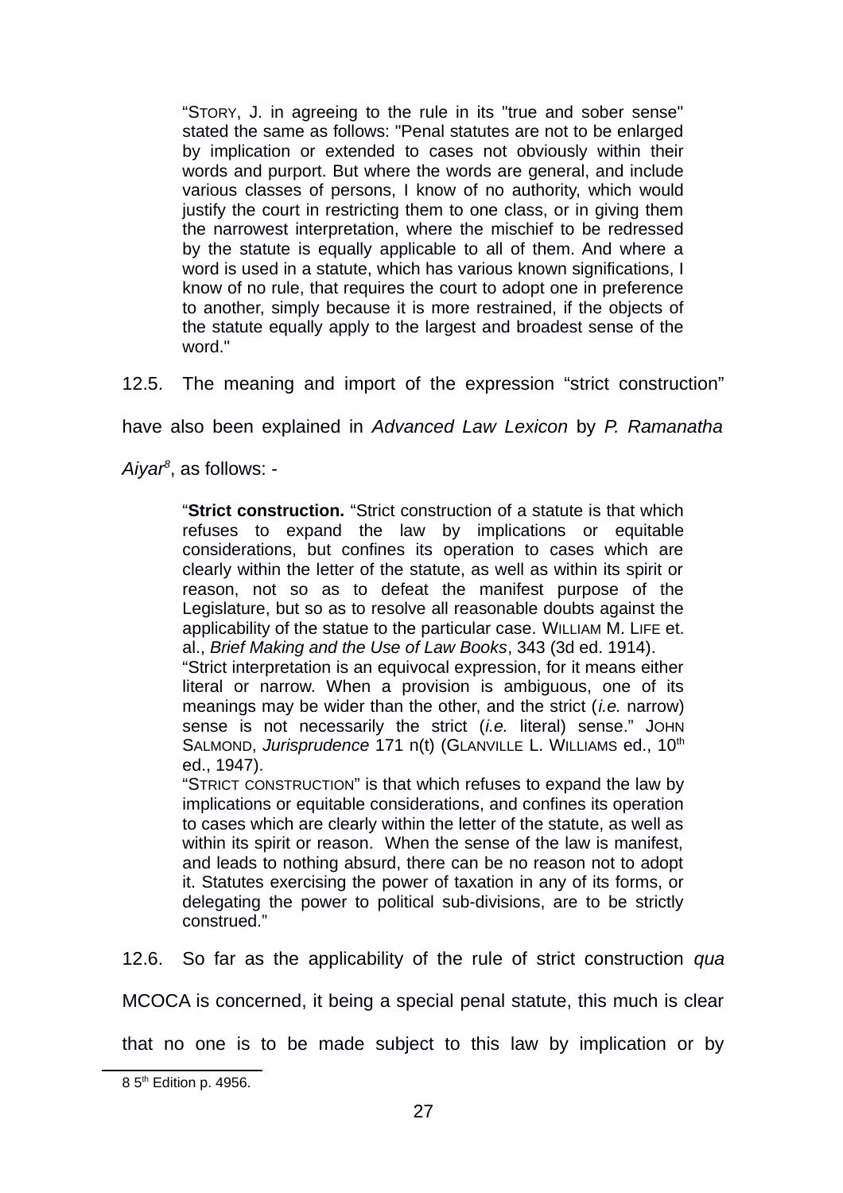> "STORY, J. in agreeing to the rule in its "true and sober sense" stated the same as follows: "Penal statutes are not to be enlarged by implication or extended to cases not obviously within their words and purport. But where the words are general, and include various classes of persons, I know of no authority, which would justify the court in restricting them to one class, or in giving them the narrowest interpretation, where the mischief to be redressed by the statute is equally applicable to all of them. And where a word is used in a statute, which has various known significations, I know of no rule, that requires the court to adopt one in preference to another, simply because it is more restrained, if the objects of the statute equally apply to the largest and broadest sense of the word."

12.5. The meaning and import of the expression "strict construction" have also been explained in *Advanced Law Lexicon* by *P. Ramanatha Aiyar*[8], as follows: -

> "**Strict construction.** "Strict construction of a statute is that which refuses to expand the law by implications or equitable considerations, but confines its operation to cases which are clearly within the letter of the statute, as well as within its spirit or reason, not so as to defeat the manifest purpose of the Legislature, but so as to resolve all reasonable doubts against the applicability of the statue to the particular case. WILLIAM M. LIFE et. al., *Brief Making and the Use of Law Books*, 343 (3d ed. 1914).
>
> "Strict interpretation is an equivocal expression, for it means either literal or narrow. When a provision is ambiguous, one of its meanings may be wider than the other, and the strict (*i.e.* narrow) sense is not necessarily the strict (*i.e.* literal) sense." JOHN SALMOND, *Jurisprudence* 171 n(t) (GLANVILLE L. WILLIAMS ed., 10th ed., 1947).
>
> "STRICT CONSTRUCTION" is that which refuses to expand the law by implications or equitable considerations, and confines its operation to cases which are clearly within the letter of the statute, as well as within its spirit or reason. When the sense of the law is manifest, and leads to nothing absurd, there can be no reason not to adopt it. Statutes exercising the power of taxation in any of its forms, or delegating the power to political sub-divisions, are to be strictly construed."

12.6. So far as the applicability of the rule of strict construction *qua* MCOCA is concerned, it being a special penal statute, this much is clear that no one is to be made subject to this law by implication or by

8 5th Edition p. 4956.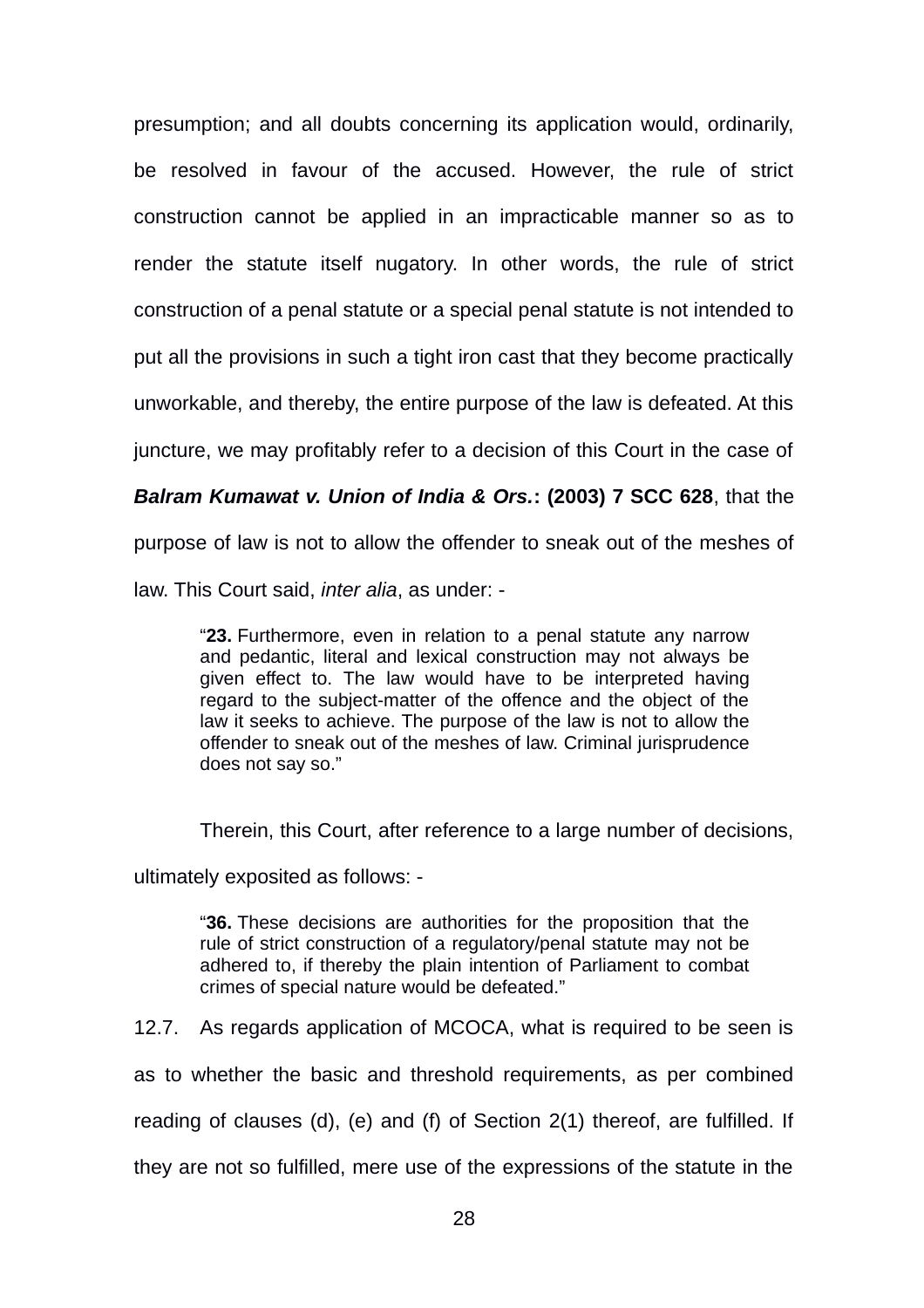presumption; and all doubts concerning its application would, ordinarily, be resolved in favour of the accused. However, the rule of strict construction cannot be applied in an impracticable manner so as to render the statute itself nugatory. In other words, the rule of strict construction of a penal statute or a special penal statute is not intended to put all the provisions in such a tight iron cast that they become practically unworkable, and thereby, the entire purpose of the law is defeated. At this juncture, we may profitably refer to a decision of this Court in the case of ***Balram Kumawat v. Union of India & Ors.*****: (2003) 7 SCC 628**, that the purpose of law is not to allow the offender to sneak out of the meshes of law. This Court said, *inter alia*, as under: -

> "**23.** Furthermore, even in relation to a penal statute any narrow and pedantic, literal and lexical construction may not always be given effect to. The law would have to be interpreted having regard to the subject-matter of the offence and the object of the law it seeks to achieve. The purpose of the law is not to allow the offender to sneak out of the meshes of law. Criminal jurisprudence does not say so."

Therein, this Court, after reference to a large number of decisions, ultimately exposited as follows: -

> "**36.** These decisions are authorities for the proposition that the rule of strict construction of a regulatory/penal statute may not be adhered to, if thereby the plain intention of Parliament to combat crimes of special nature would be defeated."

12.7. As regards application of MCOCA, what is required to be seen is as to whether the basic and threshold requirements, as per combined reading of clauses (d), (e) and (f) of Section 2(1) thereof, are fulfilled. If they are not so fulfilled, mere use of the expressions of the statute in the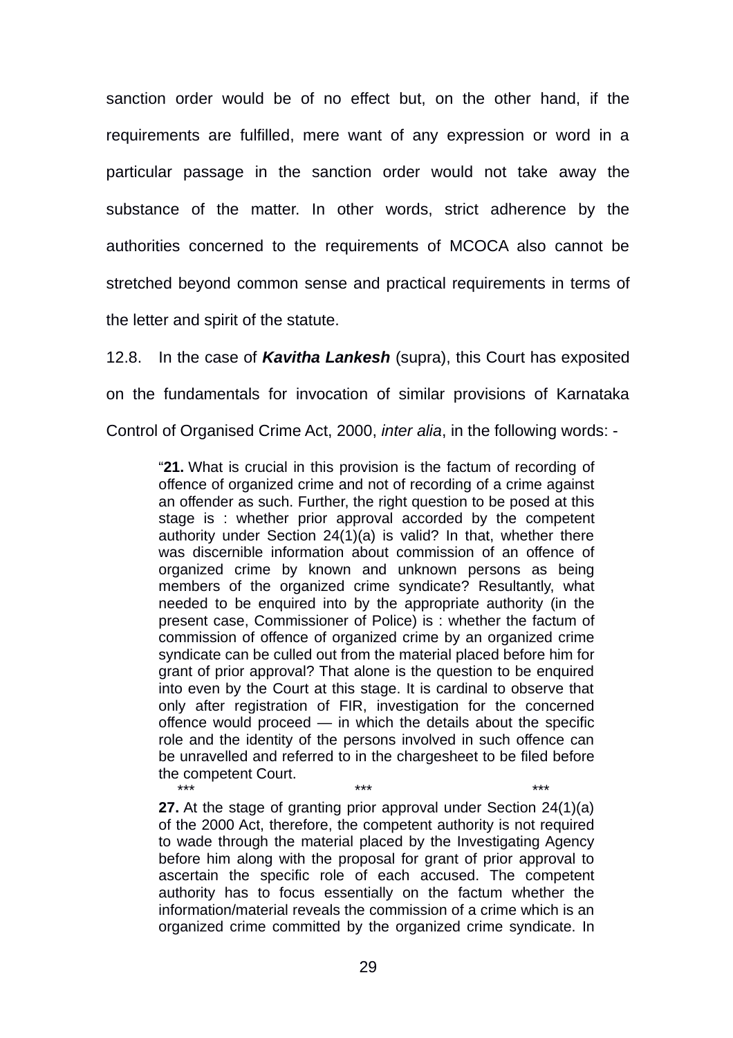sanction order would be of no effect but, on the other hand, if the requirements are fulfilled, mere want of any expression or word in a particular passage in the sanction order would not take away the substance of the matter. In other words, strict adherence by the authorities concerned to the requirements of MCOCA also cannot be stretched beyond common sense and practical requirements in terms of the letter and spirit of the statute.

12.8. In the case of ***Kavitha Lankesh*** (supra), this Court has exposited on the fundamentals for invocation of similar provisions of Karnataka Control of Organised Crime Act, 2000, *inter alia*, in the following words: -

> "**21.** What is crucial in this provision is the factum of recording of offence of organized crime and not of recording of a crime against an offender as such. Further, the right question to be posed at this stage is : whether prior approval accorded by the competent authority under Section 24(1)(a) is valid? In that, whether there was discernible information about commission of an offence of organized crime by known and unknown persons as being members of the organized crime syndicate? Resultantly, what needed to be enquired into by the appropriate authority (in the present case, Commissioner of Police) is : whether the factum of commission of offence of organized crime by an organized crime syndicate can be culled out from the material placed before him for grant of prior approval? That alone is the question to be enquired into even by the Court at this stage. It is cardinal to observe that only after registration of FIR, investigation for the concerned offence would proceed — in which the details about the specific role and the identity of the persons involved in such offence can be unravelled and referred to in the chargesheet to be filed before the competent Court.
>
> \*\*\* \*\*\* \*\*\*
>
> **27.** At the stage of granting prior approval under Section 24(1)(a) of the 2000 Act, therefore, the competent authority is not required to wade through the material placed by the Investigating Agency before him along with the proposal for grant of prior approval to ascertain the specific role of each accused. The competent authority has to focus essentially on the factum whether the information/material reveals the commission of a crime which is an organized crime committed by the organized crime syndicate. In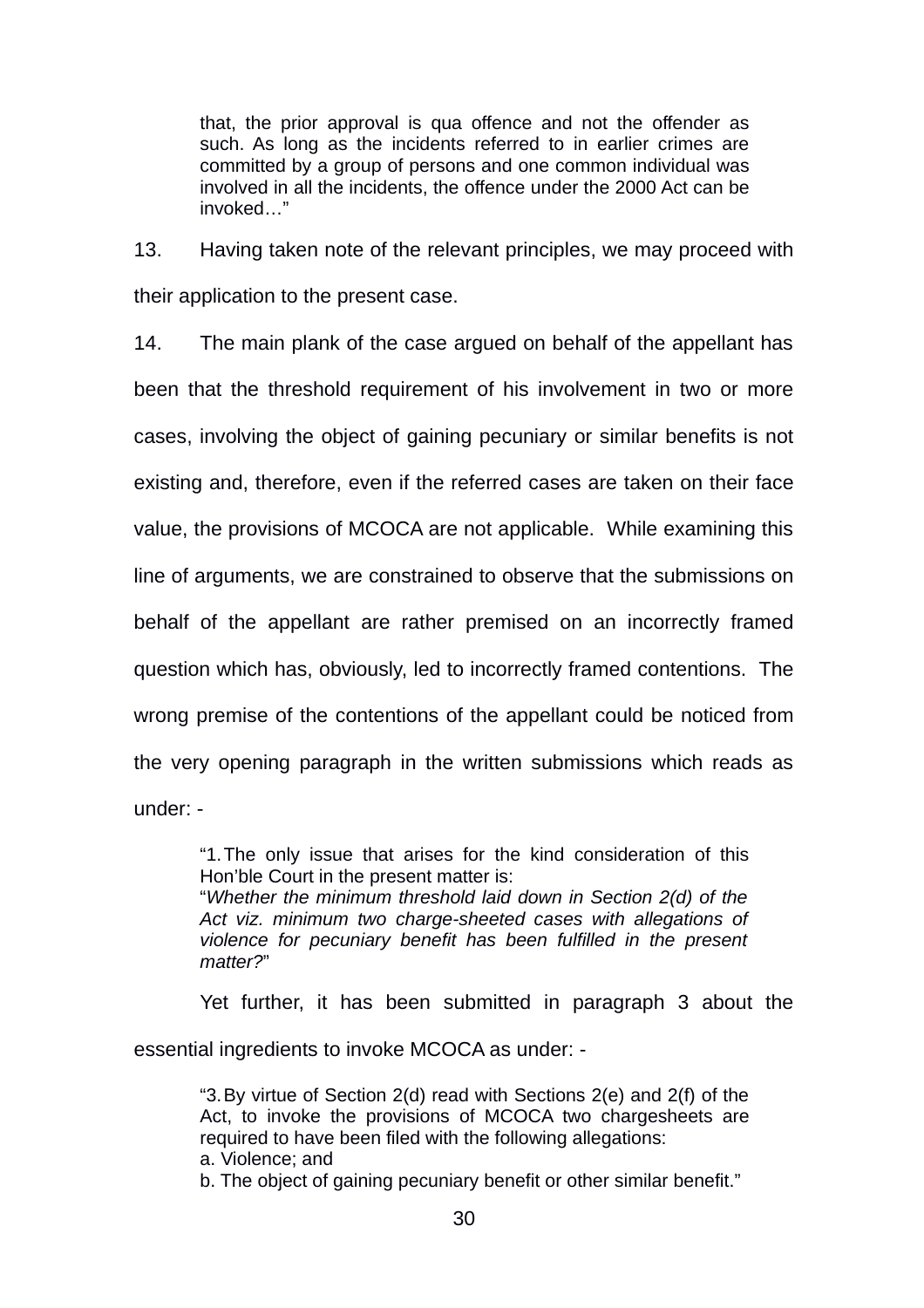> that, the prior approval is qua offence and not the offender as such. As long as the incidents referred to in earlier crimes are committed by a group of persons and one common individual was involved in all the incidents, the offence under the 2000 Act can be invoked…"

13. Having taken note of the relevant principles, we may proceed with their application to the present case.

14. The main plank of the case argued on behalf of the appellant has been that the threshold requirement of his involvement in two or more cases, involving the object of gaining pecuniary or similar benefits is not existing and, therefore, even if the referred cases are taken on their face value, the provisions of MCOCA are not applicable. While examining this line of arguments, we are constrained to observe that the submissions on behalf of the appellant are rather premised on an incorrectly framed question which has, obviously, led to incorrectly framed contentions. The wrong premise of the contentions of the appellant could be noticed from the very opening paragraph in the written submissions which reads as under: -

> "1. The only issue that arises for the kind consideration of this Hon'ble Court in the present matter is:
> "*Whether the minimum threshold laid down in Section 2(d) of the Act viz. minimum two charge-sheeted cases with allegations of violence for pecuniary benefit has been fulfilled in the present matter?*"

Yet further, it has been submitted in paragraph 3 about the essential ingredients to invoke MCOCA as under: -

> "3. By virtue of Section 2(d) read with Sections 2(e) and 2(f) of the Act, to invoke the provisions of MCOCA two chargesheets are required to have been filed with the following allegations:
> a. Violence; and
> b. The object of gaining pecuniary benefit or other similar benefit."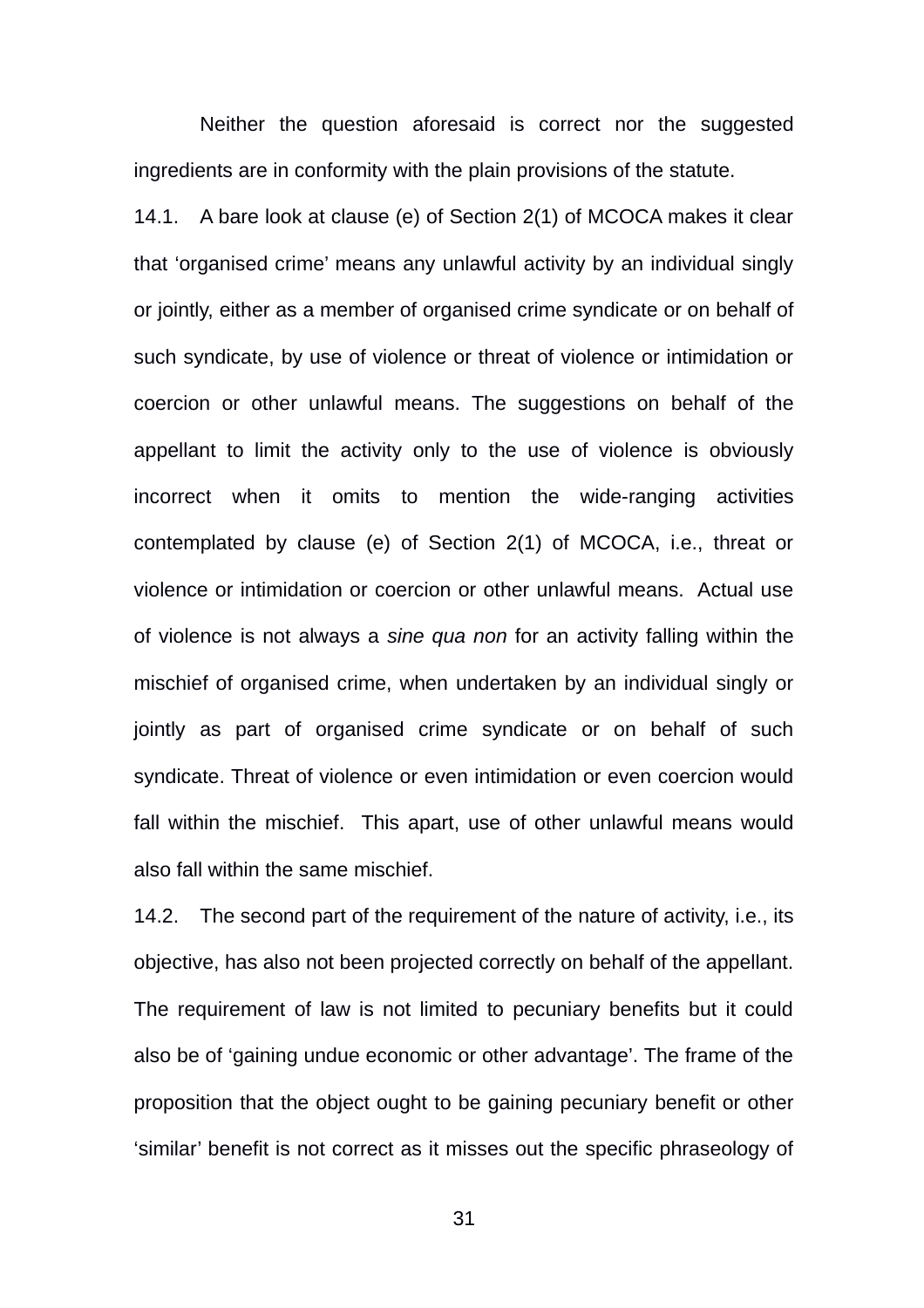Neither the question aforesaid is correct nor the suggested ingredients are in conformity with the plain provisions of the statute.

14.1. A bare look at clause (e) of Section 2(1) of MCOCA makes it clear that 'organised crime' means any unlawful activity by an individual singly or jointly, either as a member of organised crime syndicate or on behalf of such syndicate, by use of violence or threat of violence or intimidation or coercion or other unlawful means. The suggestions on behalf of the appellant to limit the activity only to the use of violence is obviously incorrect when it omits to mention the wide-ranging activities contemplated by clause (e) of Section 2(1) of MCOCA, i.e., threat or violence or intimidation or coercion or other unlawful means. Actual use of violence is not always a *sine qua non* for an activity falling within the mischief of organised crime, when undertaken by an individual singly or jointly as part of organised crime syndicate or on behalf of such syndicate. Threat of violence or even intimidation or even coercion would fall within the mischief. This apart, use of other unlawful means would also fall within the same mischief.

14.2. The second part of the requirement of the nature of activity, i.e., its objective, has also not been projected correctly on behalf of the appellant. The requirement of law is not limited to pecuniary benefits but it could also be of 'gaining undue economic or other advantage'. The frame of the proposition that the object ought to be gaining pecuniary benefit or other 'similar' benefit is not correct as it misses out the specific phraseology of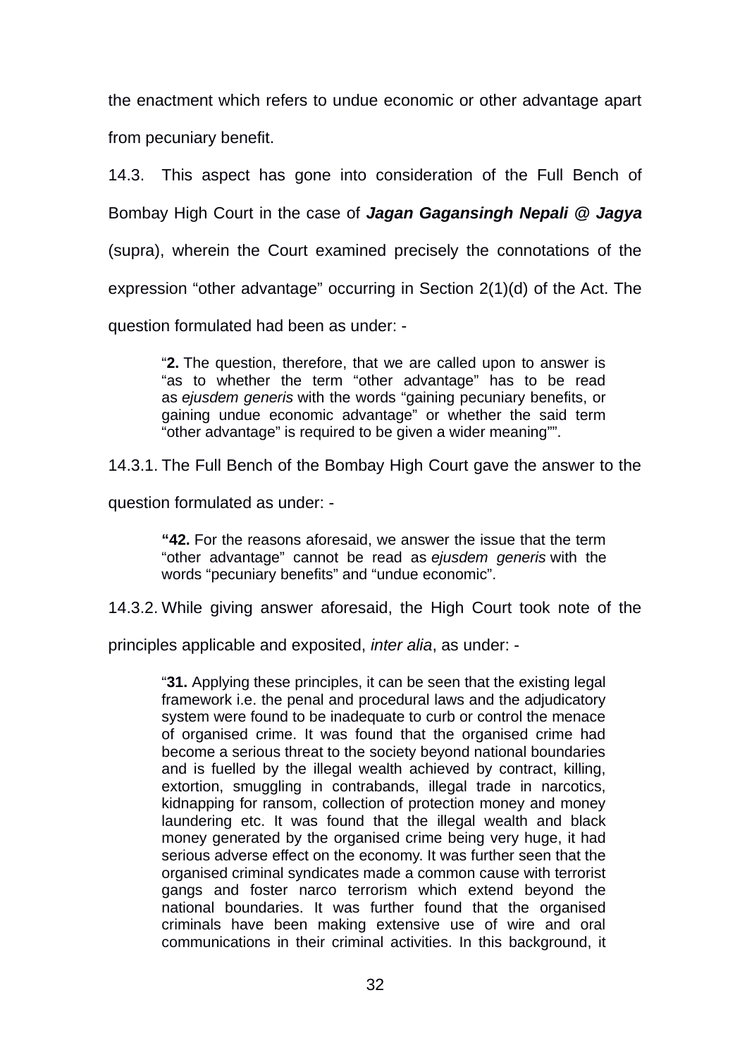the enactment which refers to undue economic or other advantage apart from pecuniary benefit.

14.3. This aspect has gone into consideration of the Full Bench of Bombay High Court in the case of ***Jagan Gagansingh Nepali @ Jagya*** (supra), wherein the Court examined precisely the connotations of the expression "other advantage" occurring in Section 2(1)(d) of the Act. The question formulated had been as under: -

> "**2.** The question, therefore, that we are called upon to answer is "as to whether the term "other advantage" has to be read as *ejusdem generis* with the words "gaining pecuniary benefits, or gaining undue economic advantage" or whether the said term "other advantage" is required to be given a wider meaning"".

14.3.1. The Full Bench of the Bombay High Court gave the answer to the question formulated as under: -

> **"42.** For the reasons aforesaid, we answer the issue that the term "other advantage" cannot be read as *ejusdem generis* with the words "pecuniary benefits" and "undue economic".

14.3.2. While giving answer aforesaid, the High Court took note of the principles applicable and exposited, *inter alia*, as under: -

> "**31.** Applying these principles, it can be seen that the existing legal framework i.e. the penal and procedural laws and the adjudicatory system were found to be inadequate to curb or control the menace of organised crime. It was found that the organised crime had become a serious threat to the society beyond national boundaries and is fuelled by the illegal wealth achieved by contract, killing, extortion, smuggling in contrabands, illegal trade in narcotics, kidnapping for ransom, collection of protection money and money laundering etc. It was found that the illegal wealth and black money generated by the organised crime being very huge, it had serious adverse effect on the economy. It was further seen that the organised criminal syndicates made a common cause with terrorist gangs and foster narco terrorism which extend beyond the national boundaries. It was further found that the organised criminals have been making extensive use of wire and oral communications in their criminal activities. In this background, it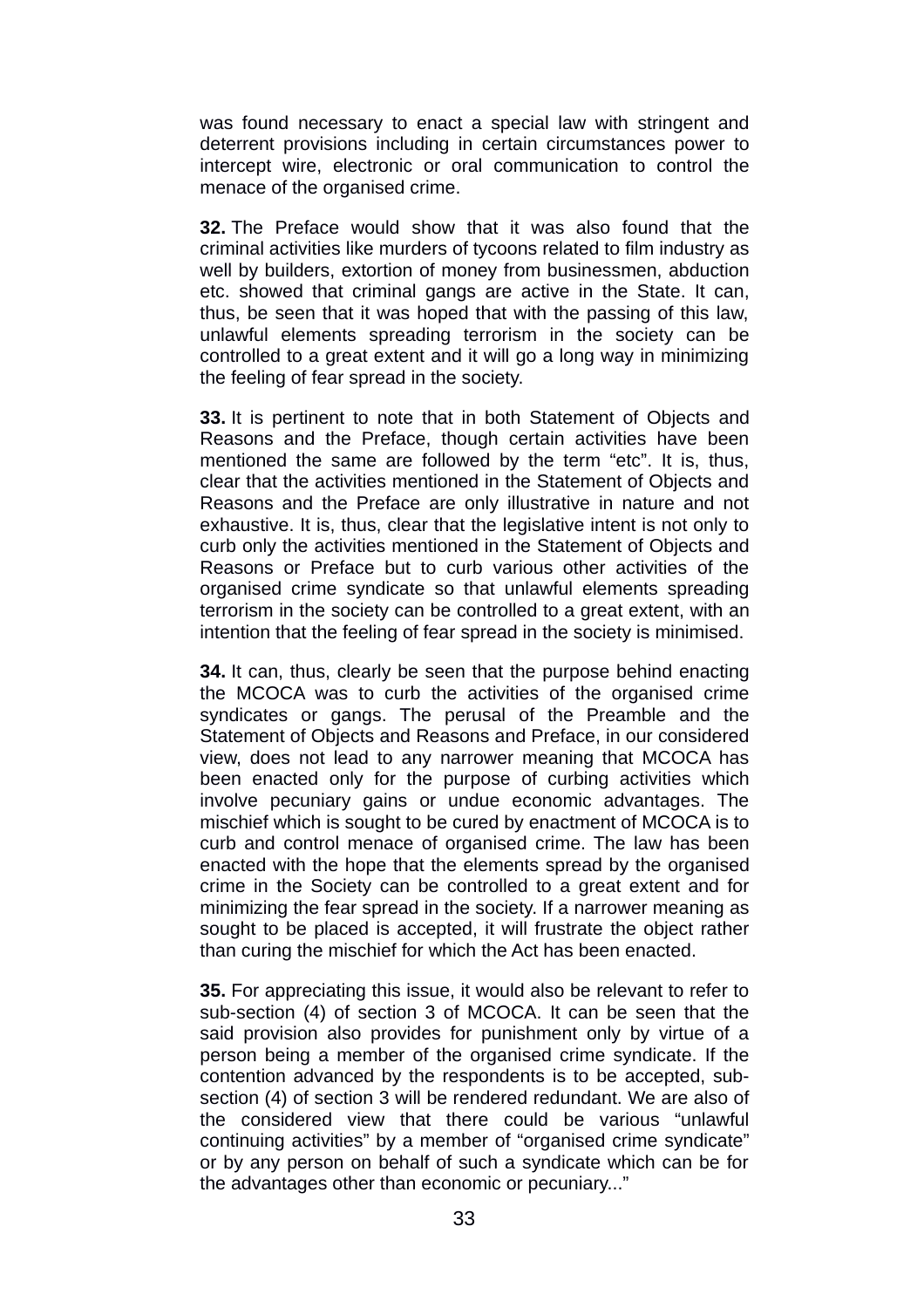was found necessary to enact a special law with stringent and deterrent provisions including in certain circumstances power to intercept wire, electronic or oral communication to control the menace of the organised crime.

**32.** The Preface would show that it was also found that the criminal activities like murders of tycoons related to film industry as well by builders, extortion of money from businessmen, abduction etc. showed that criminal gangs are active in the State. It can, thus, be seen that it was hoped that with the passing of this law, unlawful elements spreading terrorism in the society can be controlled to a great extent and it will go a long way in minimizing the feeling of fear spread in the society.

**33.** It is pertinent to note that in both Statement of Objects and Reasons and the Preface, though certain activities have been mentioned the same are followed by the term "etc". It is, thus, clear that the activities mentioned in the Statement of Objects and Reasons and the Preface are only illustrative in nature and not exhaustive. It is, thus, clear that the legislative intent is not only to curb only the activities mentioned in the Statement of Objects and Reasons or Preface but to curb various other activities of the organised crime syndicate so that unlawful elements spreading terrorism in the society can be controlled to a great extent, with an intention that the feeling of fear spread in the society is minimised.

**34.** It can, thus, clearly be seen that the purpose behind enacting the MCOCA was to curb the activities of the organised crime syndicates or gangs. The perusal of the Preamble and the Statement of Objects and Reasons and Preface, in our considered view, does not lead to any narrower meaning that MCOCA has been enacted only for the purpose of curbing activities which involve pecuniary gains or undue economic advantages. The mischief which is sought to be cured by enactment of MCOCA is to curb and control menace of organised crime. The law has been enacted with the hope that the elements spread by the organised crime in the Society can be controlled to a great extent and for minimizing the fear spread in the society. If a narrower meaning as sought to be placed is accepted, it will frustrate the object rather than curing the mischief for which the Act has been enacted.

**35.** For appreciating this issue, it would also be relevant to refer to sub-section (4) of section 3 of MCOCA. It can be seen that the said provision also provides for punishment only by virtue of a person being a member of the organised crime syndicate. If the contention advanced by the respondents is to be accepted, sub-section (4) of section 3 will be rendered redundant. We are also of the considered view that there could be various "unlawful continuing activities" by a member of "organised crime syndicate" or by any person on behalf of such a syndicate which can be for the advantages other than economic or pecuniary..."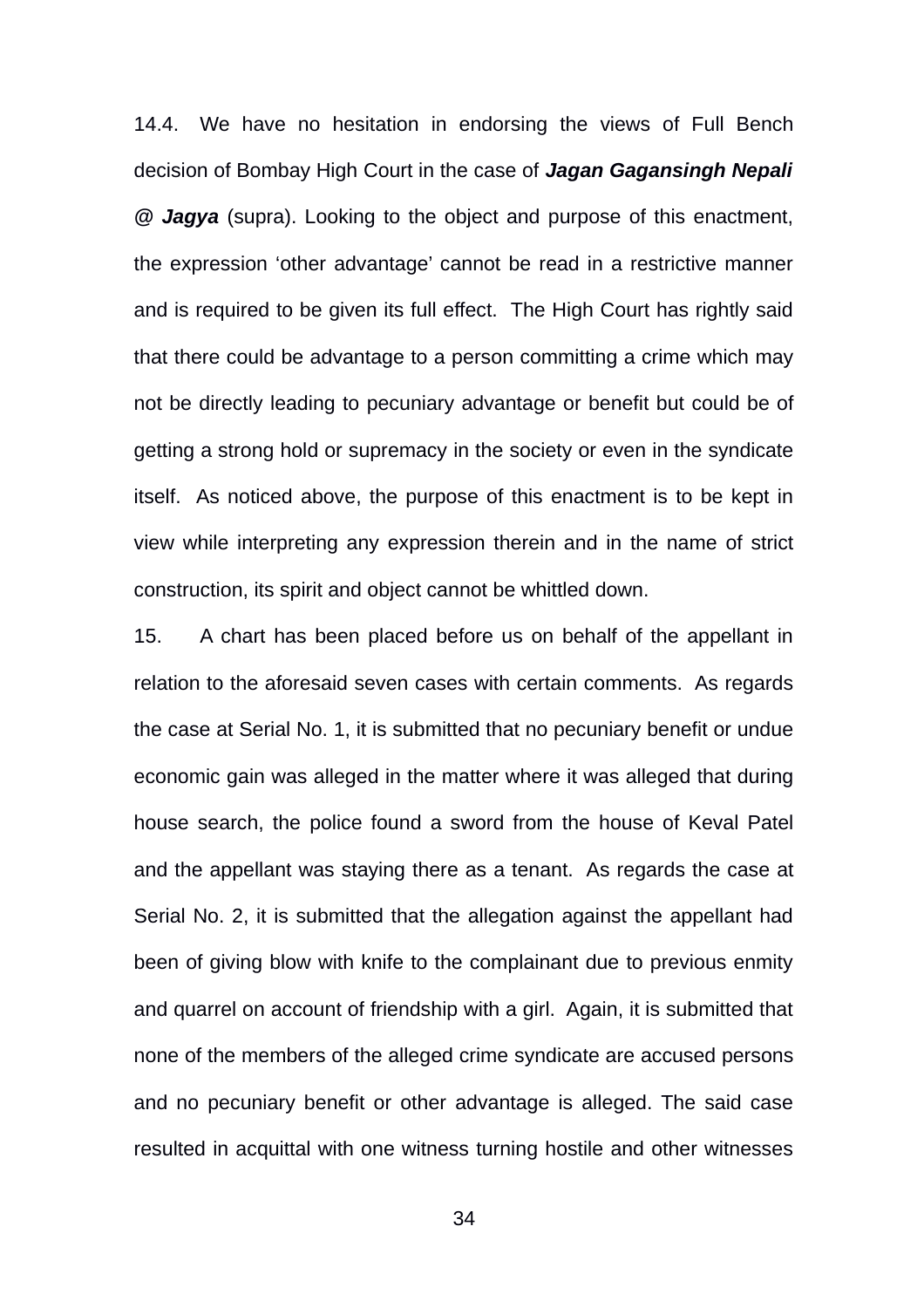14.4. We have no hesitation in endorsing the views of Full Bench decision of Bombay High Court in the case of ***Jagan Gagansingh Nepali @ Jagya*** (supra). Looking to the object and purpose of this enactment, the expression 'other advantage' cannot be read in a restrictive manner and is required to be given its full effect. The High Court has rightly said that there could be advantage to a person committing a crime which may not be directly leading to pecuniary advantage or benefit but could be of getting a strong hold or supremacy in the society or even in the syndicate itself. As noticed above, the purpose of this enactment is to be kept in view while interpreting any expression therein and in the name of strict construction, its spirit and object cannot be whittled down.

15. A chart has been placed before us on behalf of the appellant in relation to the aforesaid seven cases with certain comments. As regards the case at Serial No. 1, it is submitted that no pecuniary benefit or undue economic gain was alleged in the matter where it was alleged that during house search, the police found a sword from the house of Keval Patel and the appellant was staying there as a tenant. As regards the case at Serial No. 2, it is submitted that the allegation against the appellant had been of giving blow with knife to the complainant due to previous enmity and quarrel on account of friendship with a girl. Again, it is submitted that none of the members of the alleged crime syndicate are accused persons and no pecuniary benefit or other advantage is alleged. The said case resulted in acquittal with one witness turning hostile and other witnesses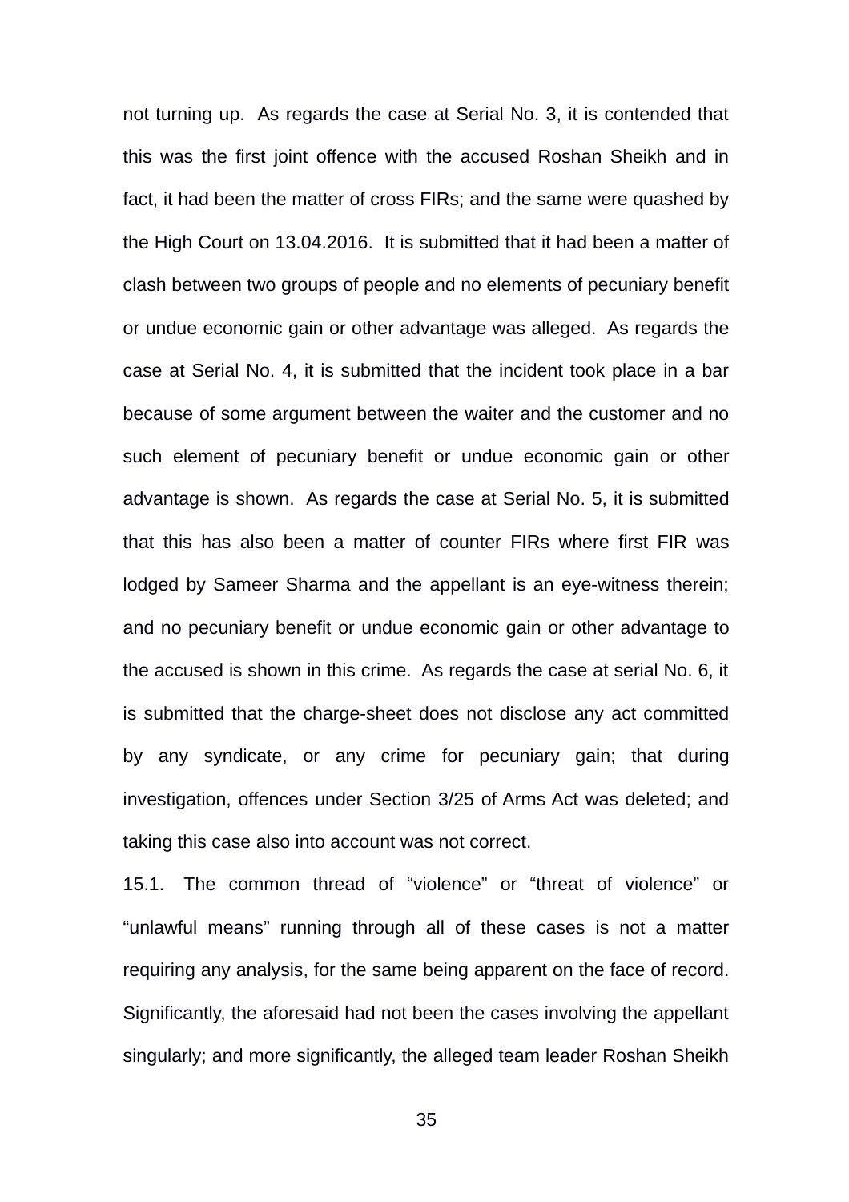not turning up. As regards the case at Serial No. 3, it is contended that this was the first joint offence with the accused Roshan Sheikh and in fact, it had been the matter of cross FIRs; and the same were quashed by the High Court on 13.04.2016. It is submitted that it had been a matter of clash between two groups of people and no elements of pecuniary benefit or undue economic gain or other advantage was alleged. As regards the case at Serial No. 4, it is submitted that the incident took place in a bar because of some argument between the waiter and the customer and no such element of pecuniary benefit or undue economic gain or other advantage is shown. As regards the case at Serial No. 5, it is submitted that this has also been a matter of counter FIRs where first FIR was lodged by Sameer Sharma and the appellant is an eye-witness therein; and no pecuniary benefit or undue economic gain or other advantage to the accused is shown in this crime. As regards the case at serial No. 6, it is submitted that the charge-sheet does not disclose any act committed by any syndicate, or any crime for pecuniary gain; that during investigation, offences under Section 3/25 of Arms Act was deleted; and taking this case also into account was not correct.

15.1. The common thread of “violence” or “threat of violence” or “unlawful means” running through all of these cases is not a matter requiring any analysis, for the same being apparent on the face of record. Significantly, the aforesaid had not been the cases involving the appellant singularly; and more significantly, the alleged team leader Roshan Sheikh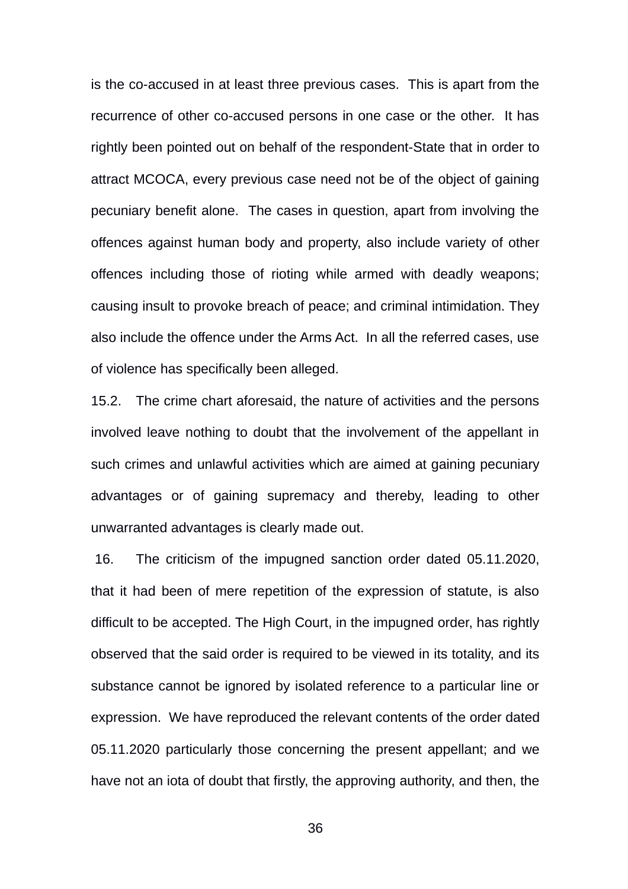is the co-accused in at least three previous cases. This is apart from the recurrence of other co-accused persons in one case or the other. It has rightly been pointed out on behalf of the respondent-State that in order to attract MCOCA, every previous case need not be of the object of gaining pecuniary benefit alone. The cases in question, apart from involving the offences against human body and property, also include variety of other offences including those of rioting while armed with deadly weapons; causing insult to provoke breach of peace; and criminal intimidation. They also include the offence under the Arms Act. In all the referred cases, use of violence has specifically been alleged.

15.2. The crime chart aforesaid, the nature of activities and the persons involved leave nothing to doubt that the involvement of the appellant in such crimes and unlawful activities which are aimed at gaining pecuniary advantages or of gaining supremacy and thereby, leading to other unwarranted advantages is clearly made out.

16. The criticism of the impugned sanction order dated 05.11.2020, that it had been of mere repetition of the expression of statute, is also difficult to be accepted. The High Court, in the impugned order, has rightly observed that the said order is required to be viewed in its totality, and its substance cannot be ignored by isolated reference to a particular line or expression. We have reproduced the relevant contents of the order dated 05.11.2020 particularly those concerning the present appellant; and we have not an iota of doubt that firstly, the approving authority, and then, the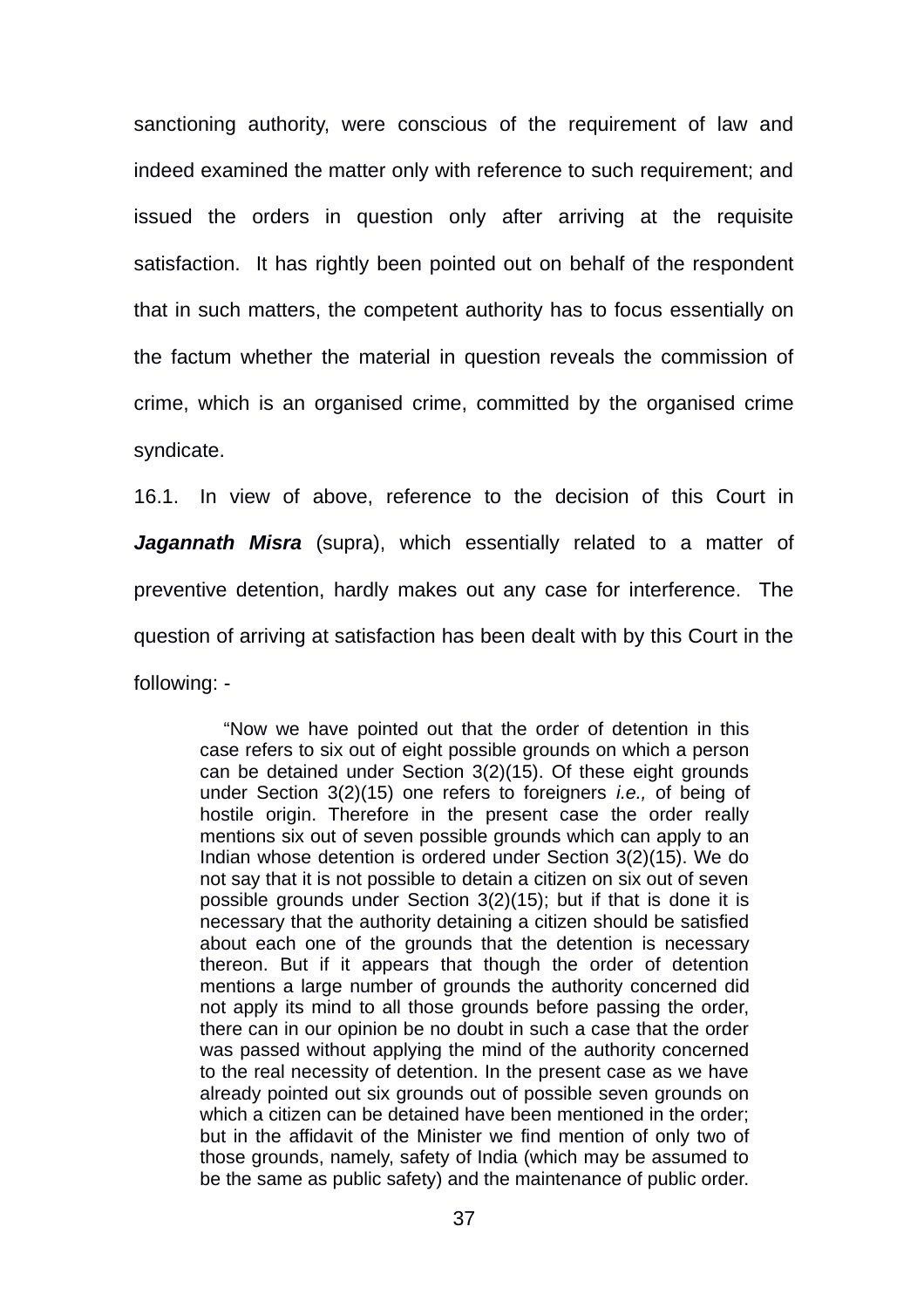sanctioning authority, were conscious of the requirement of law and indeed examined the matter only with reference to such requirement; and issued the orders in question only after arriving at the requisite satisfaction. It has rightly been pointed out on behalf of the respondent that in such matters, the competent authority has to focus essentially on the factum whether the material in question reveals the commission of crime, which is an organised crime, committed by the organised crime syndicate.

16.1. In view of above, reference to the decision of this Court in ***Jagannath Misra*** (supra), which essentially related to a matter of preventive detention, hardly makes out any case for interference. The question of arriving at satisfaction has been dealt with by this Court in the following: -

> "Now we have pointed out that the order of detention in this case refers to six out of eight possible grounds on which a person can be detained under Section 3(2)(15). Of these eight grounds under Section 3(2)(15) one refers to foreigners *i.e.,* of being of hostile origin. Therefore in the present case the order really mentions six out of seven possible grounds which can apply to an Indian whose detention is ordered under Section 3(2)(15). We do not say that it is not possible to detain a citizen on six out of seven possible grounds under Section 3(2)(15); but if that is done it is necessary that the authority detaining a citizen should be satisfied about each one of the grounds that the detention is necessary thereon. But if it appears that though the order of detention mentions a large number of grounds the authority concerned did not apply its mind to all those grounds before passing the order, there can in our opinion be no doubt in such a case that the order was passed without applying the mind of the authority concerned to the real necessity of detention. In the present case as we have already pointed out six grounds out of possible seven grounds on which a citizen can be detained have been mentioned in the order; but in the affidavit of the Minister we find mention of only two of those grounds, namely, safety of India (which may be assumed to be the same as public safety) and the maintenance of public order.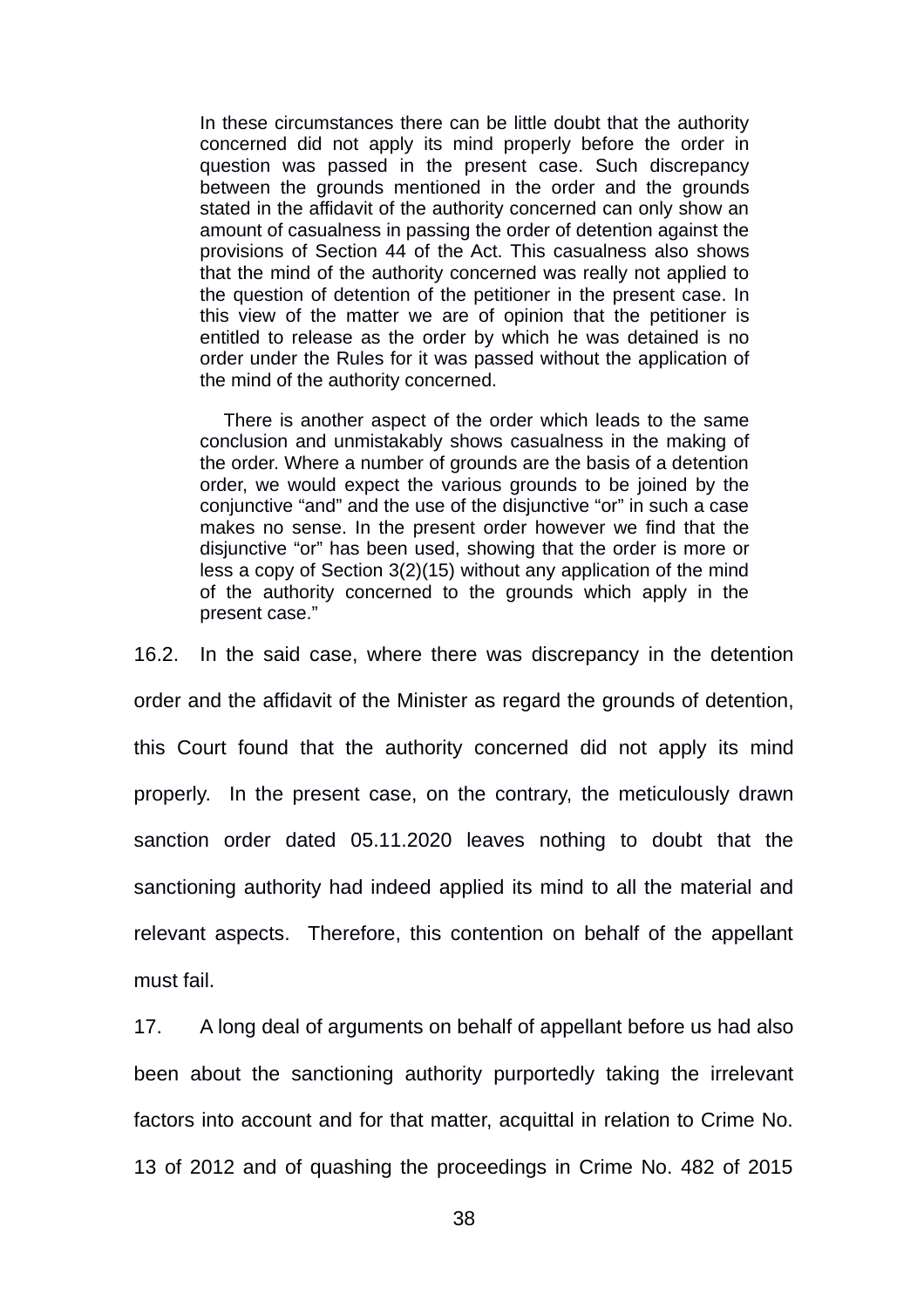> In these circumstances there can be little doubt that the authority concerned did not apply its mind properly before the order in question was passed in the present case. Such discrepancy between the grounds mentioned in the order and the grounds stated in the affidavit of the authority concerned can only show an amount of casualness in passing the order of detention against the provisions of Section 44 of the Act. This casualness also shows that the mind of the authority concerned was really not applied to the question of detention of the petitioner in the present case. In this view of the matter we are of opinion that the petitioner is entitled to release as the order by which he was detained is no order under the Rules for it was passed without the application of the mind of the authority concerned.
>
> There is another aspect of the order which leads to the same conclusion and unmistakably shows casualness in the making of the order. Where a number of grounds are the basis of a detention order, we would expect the various grounds to be joined by the conjunctive "and" and the use of the disjunctive "or" in such a case makes no sense. In the present order however we find that the disjunctive "or" has been used, showing that the order is more or less a copy of Section 3(2)(15) without any application of the mind of the authority concerned to the grounds which apply in the present case."

16.2. In the said case, where there was discrepancy in the detention order and the affidavit of the Minister as regard the grounds of detention, this Court found that the authority concerned did not apply its mind properly. In the present case, on the contrary, the meticulously drawn sanction order dated 05.11.2020 leaves nothing to doubt that the sanctioning authority had indeed applied its mind to all the material and relevant aspects. Therefore, this contention on behalf of the appellant must fail.

17. A long deal of arguments on behalf of appellant before us had also been about the sanctioning authority purportedly taking the irrelevant factors into account and for that matter, acquittal in relation to Crime No. 13 of 2012 and of quashing the proceedings in Crime No. 482 of 2015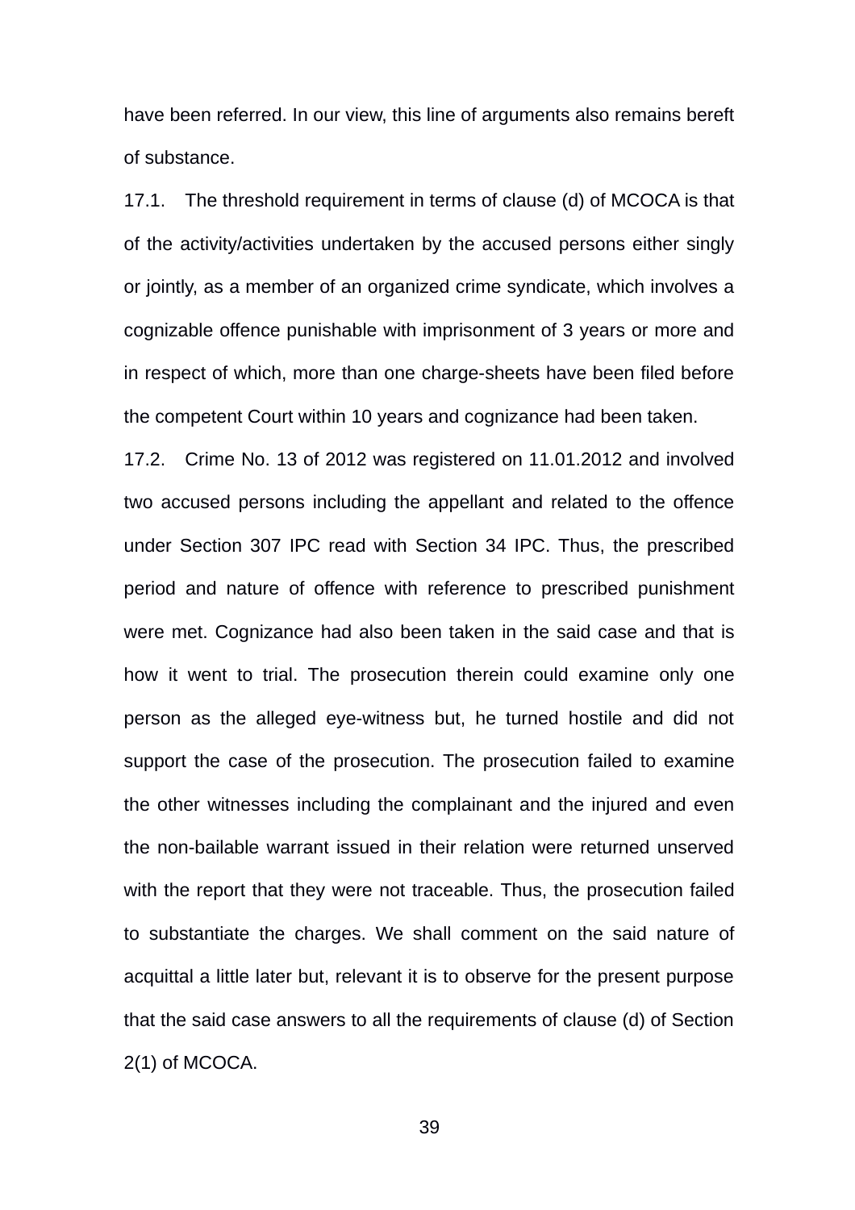have been referred. In our view, this line of arguments also remains bereft of substance.

17.1. The threshold requirement in terms of clause (d) of MCOCA is that of the activity/activities undertaken by the accused persons either singly or jointly, as a member of an organized crime syndicate, which involves a cognizable offence punishable with imprisonment of 3 years or more and in respect of which, more than one charge-sheets have been filed before the competent Court within 10 years and cognizance had been taken.

17.2. Crime No. 13 of 2012 was registered on 11.01.2012 and involved two accused persons including the appellant and related to the offence under Section 307 IPC read with Section 34 IPC. Thus, the prescribed period and nature of offence with reference to prescribed punishment were met. Cognizance had also been taken in the said case and that is how it went to trial. The prosecution therein could examine only one person as the alleged eye-witness but, he turned hostile and did not support the case of the prosecution. The prosecution failed to examine the other witnesses including the complainant and the injured and even the non-bailable warrant issued in their relation were returned unserved with the report that they were not traceable. Thus, the prosecution failed to substantiate the charges. We shall comment on the said nature of acquittal a little later but, relevant it is to observe for the present purpose that the said case answers to all the requirements of clause (d) of Section 2(1) of MCOCA.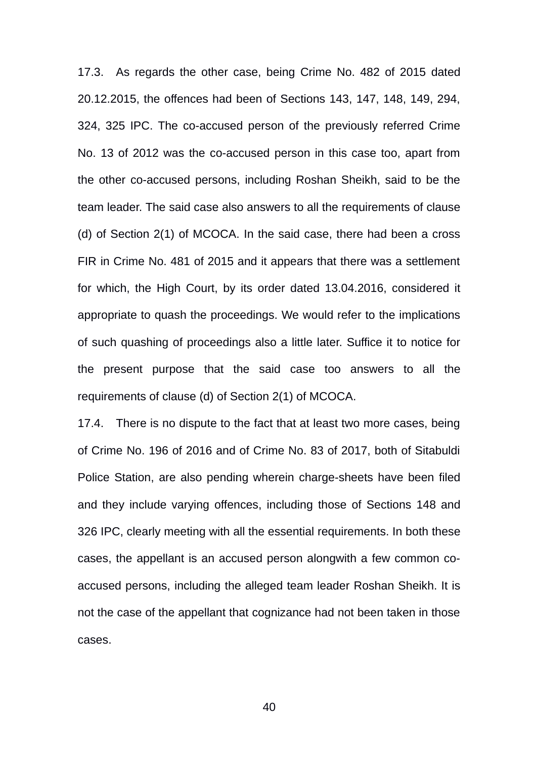17.3. As regards the other case, being Crime No. 482 of 2015 dated 20.12.2015, the offences had been of Sections 143, 147, 148, 149, 294, 324, 325 IPC. The co-accused person of the previously referred Crime No. 13 of 2012 was the co-accused person in this case too, apart from the other co-accused persons, including Roshan Sheikh, said to be the team leader. The said case also answers to all the requirements of clause (d) of Section 2(1) of MCOCA. In the said case, there had been a cross FIR in Crime No. 481 of 2015 and it appears that there was a settlement for which, the High Court, by its order dated 13.04.2016, considered it appropriate to quash the proceedings. We would refer to the implications of such quashing of proceedings also a little later. Suffice it to notice for the present purpose that the said case too answers to all the requirements of clause (d) of Section 2(1) of MCOCA.

17.4. There is no dispute to the fact that at least two more cases, being of Crime No. 196 of 2016 and of Crime No. 83 of 2017, both of Sitabuldi Police Station, are also pending wherein charge-sheets have been filed and they include varying offences, including those of Sections 148 and 326 IPC, clearly meeting with all the essential requirements. In both these cases, the appellant is an accused person alongwith a few common co-accused persons, including the alleged team leader Roshan Sheikh. It is not the case of the appellant that cognizance had not been taken in those cases.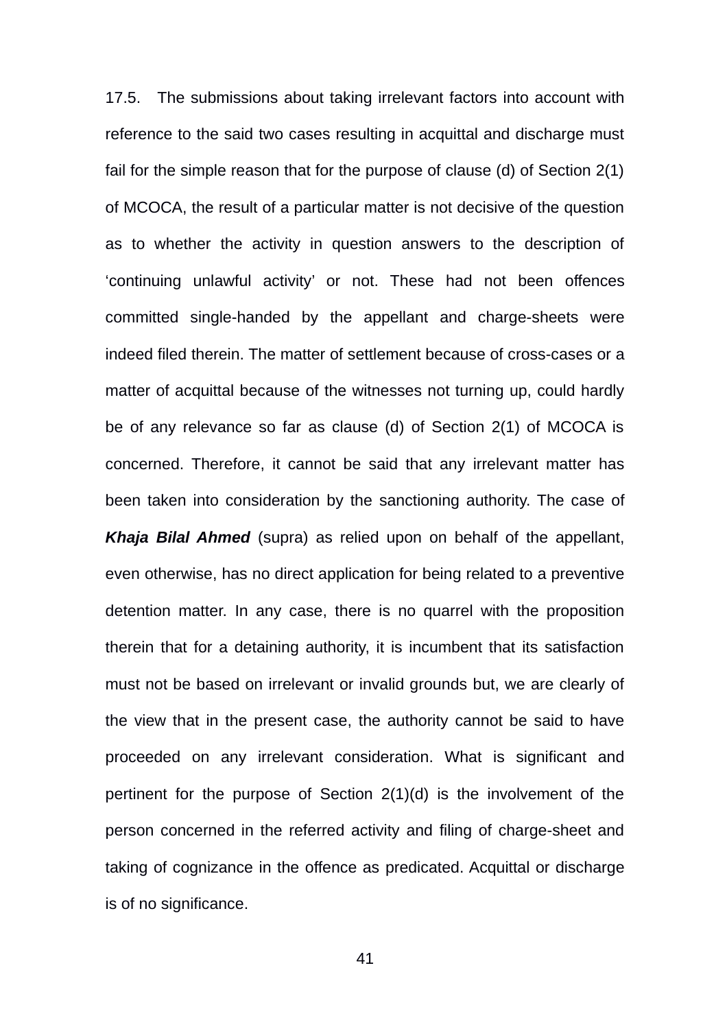17.5. The submissions about taking irrelevant factors into account with reference to the said two cases resulting in acquittal and discharge must fail for the simple reason that for the purpose of clause (d) of Section 2(1) of MCOCA, the result of a particular matter is not decisive of the question as to whether the activity in question answers to the description of 'continuing unlawful activity' or not. These had not been offences committed single-handed by the appellant and charge-sheets were indeed filed therein. The matter of settlement because of cross-cases or a matter of acquittal because of the witnesses not turning up, could hardly be of any relevance so far as clause (d) of Section 2(1) of MCOCA is concerned. Therefore, it cannot be said that any irrelevant matter has been taken into consideration by the sanctioning authority. The case of ***Khaja Bilal Ahmed*** (supra) as relied upon on behalf of the appellant, even otherwise, has no direct application for being related to a preventive detention matter. In any case, there is no quarrel with the proposition therein that for a detaining authority, it is incumbent that its satisfaction must not be based on irrelevant or invalid grounds but, we are clearly of the view that in the present case, the authority cannot be said to have proceeded on any irrelevant consideration. What is significant and pertinent for the purpose of Section 2(1)(d) is the involvement of the person concerned in the referred activity and filing of charge-sheet and taking of cognizance in the offence as predicated. Acquittal or discharge is of no significance.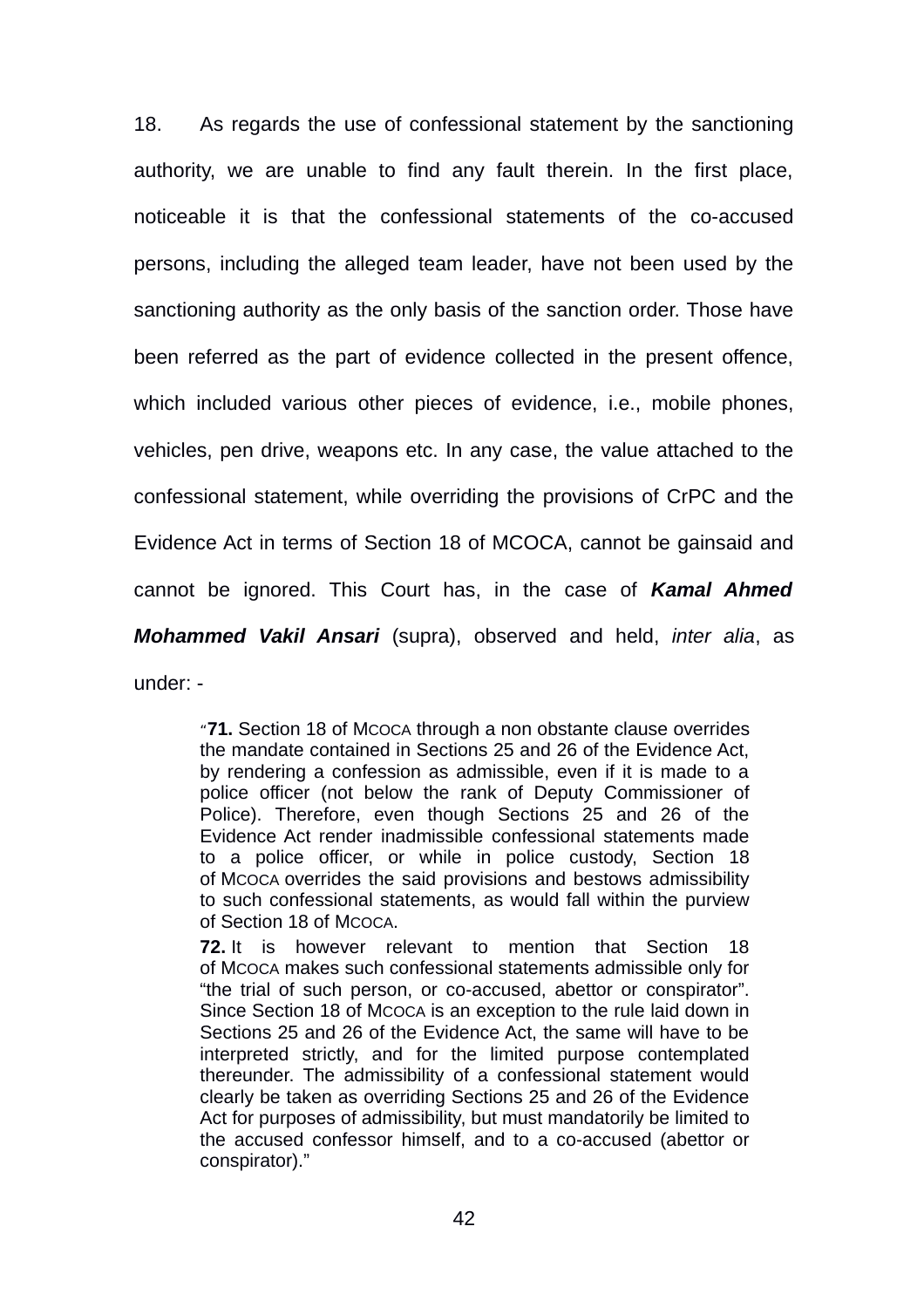18. As regards the use of confessional statement by the sanctioning authority, we are unable to find any fault therein. In the first place, noticeable it is that the confessional statements of the co-accused persons, including the alleged team leader, have not been used by the sanctioning authority as the only basis of the sanction order. Those have been referred as the part of evidence collected in the present offence, which included various other pieces of evidence, i.e., mobile phones, vehicles, pen drive, weapons etc. In any case, the value attached to the confessional statement, while overriding the provisions of CrPC and the Evidence Act in terms of Section 18 of MCOCA, cannot be gainsaid and cannot be ignored. This Court has, in the case of ***Kamal Ahmed Mohammed Vakil Ansari*** (supra), observed and held, *inter alia*, as under: -

> "**71.** Section 18 of MCOCA through a non obstante clause overrides the mandate contained in Sections 25 and 26 of the Evidence Act, by rendering a confession as admissible, even if it is made to a police officer (not below the rank of Deputy Commissioner of Police). Therefore, even though Sections 25 and 26 of the Evidence Act render inadmissible confessional statements made to a police officer, or while in police custody, Section 18 of MCOCA overrides the said provisions and bestows admissibility to such confessional statements, as would fall within the purview of Section 18 of MCOCA.
>
> **72.** It is however relevant to mention that Section 18 of MCOCA makes such confessional statements admissible only for "the trial of such person, or co-accused, abettor or conspirator". Since Section 18 of MCOCA is an exception to the rule laid down in Sections 25 and 26 of the Evidence Act, the same will have to be interpreted strictly, and for the limited purpose contemplated thereunder. The admissibility of a confessional statement would clearly be taken as overriding Sections 25 and 26 of the Evidence Act for purposes of admissibility, but must mandatorily be limited to the accused confessor himself, and to a co-accused (abettor or conspirator)."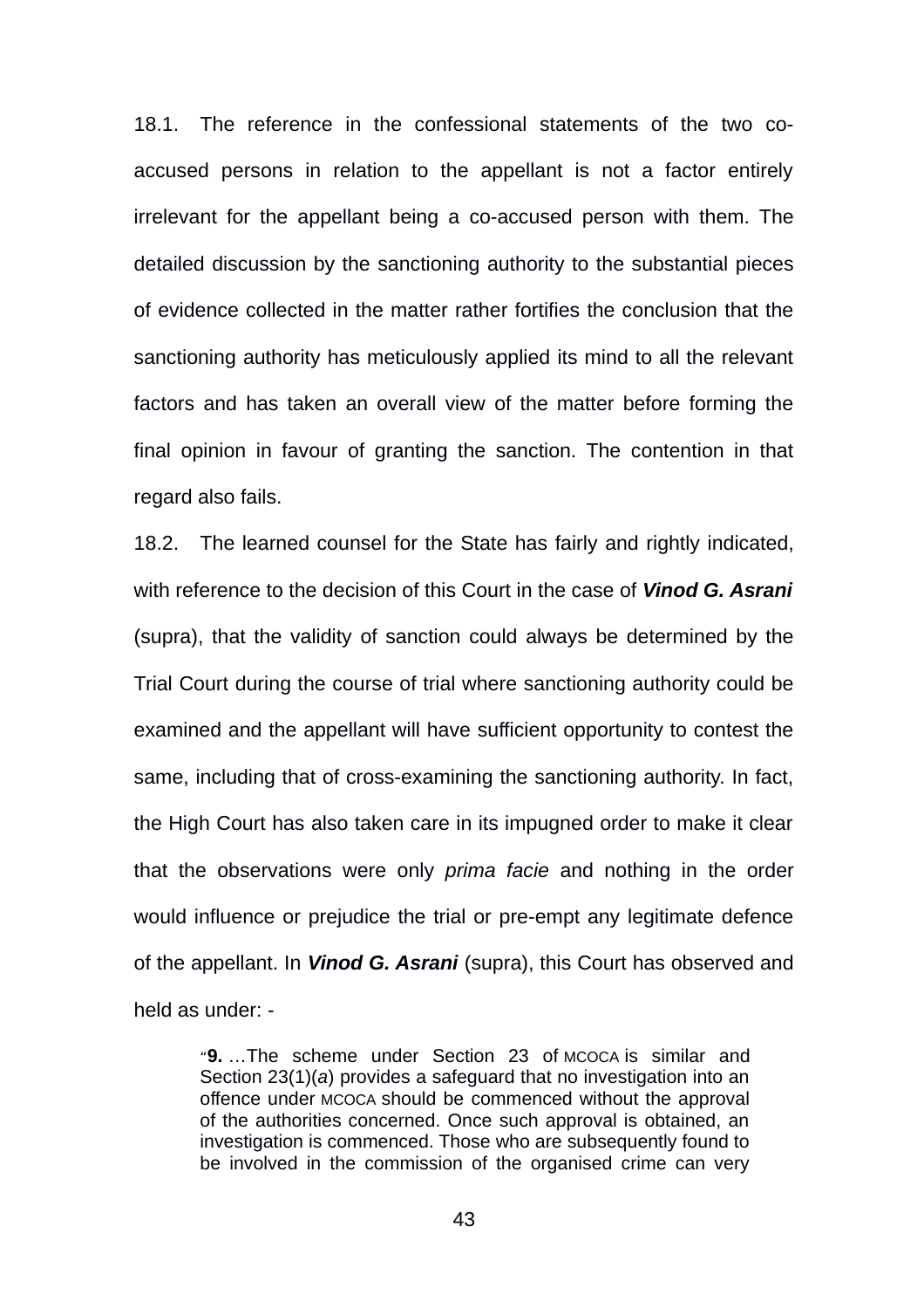18.1. The reference in the confessional statements of the two co-accused persons in relation to the appellant is not a factor entirely irrelevant for the appellant being a co-accused person with them. The detailed discussion by the sanctioning authority to the substantial pieces of evidence collected in the matter rather fortifies the conclusion that the sanctioning authority has meticulously applied its mind to all the relevant factors and has taken an overall view of the matter before forming the final opinion in favour of granting the sanction. The contention in that regard also fails.

18.2. The learned counsel for the State has fairly and rightly indicated, with reference to the decision of this Court in the case of ***Vinod G. Asrani*** (supra), that the validity of sanction could always be determined by the Trial Court during the course of trial where sanctioning authority could be examined and the appellant will have sufficient opportunity to contest the same, including that of cross-examining the sanctioning authority. In fact, the High Court has also taken care in its impugned order to make it clear that the observations were only *prima facie* and nothing in the order would influence or prejudice the trial or pre-empt any legitimate defence of the appellant. In ***Vinod G. Asrani*** (supra), this Court has observed and held as under: -

> "**9.** …The scheme under Section 23 of MCOCA is similar and Section 23(1)(*a*) provides a safeguard that no investigation into an offence under MCOCA should be commenced without the approval of the authorities concerned. Once such approval is obtained, an investigation is commenced. Those who are subsequently found to be involved in the commission of the organised crime can very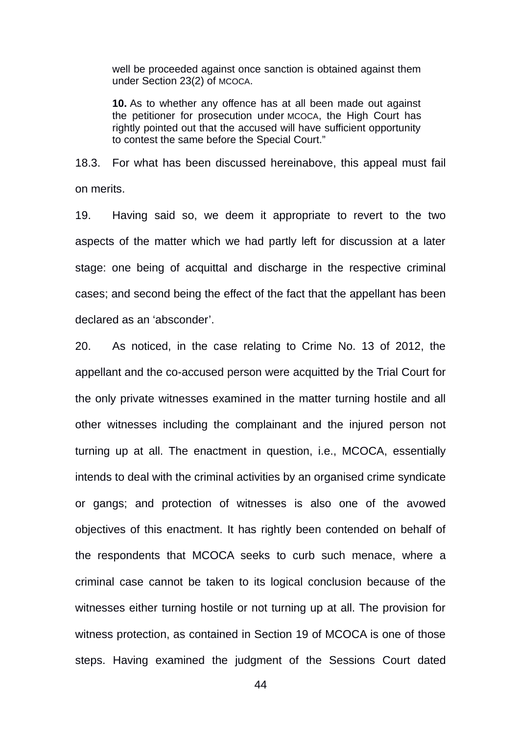> well be proceeded against once sanction is obtained against them under Section 23(2) of MCOCA.
>
> **10.** As to whether any offence has at all been made out against the petitioner for prosecution under MCOCA, the High Court has rightly pointed out that the accused will have sufficient opportunity to contest the same before the Special Court."

18.3. For what has been discussed hereinabove, this appeal must fail on merits.

19. Having said so, we deem it appropriate to revert to the two aspects of the matter which we had partly left for discussion at a later stage: one being of acquittal and discharge in the respective criminal cases; and second being the effect of the fact that the appellant has been declared as an 'absconder'.

20. As noticed, in the case relating to Crime No. 13 of 2012, the appellant and the co-accused person were acquitted by the Trial Court for the only private witnesses examined in the matter turning hostile and all other witnesses including the complainant and the injured person not turning up at all. The enactment in question, i.e., MCOCA, essentially intends to deal with the criminal activities by an organised crime syndicate or gangs; and protection of witnesses is also one of the avowed objectives of this enactment. It has rightly been contended on behalf of the respondents that MCOCA seeks to curb such menace, where a criminal case cannot be taken to its logical conclusion because of the witnesses either turning hostile or not turning up at all. The provision for witness protection, as contained in Section 19 of MCOCA is one of those steps. Having examined the judgment of the Sessions Court dated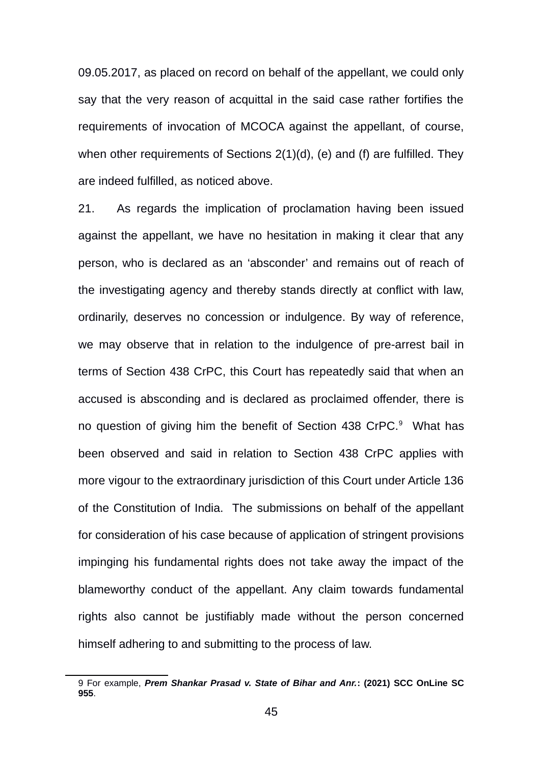09.05.2017, as placed on record on behalf of the appellant, we could only say that the very reason of acquittal in the said case rather fortifies the requirements of invocation of MCOCA against the appellant, of course, when other requirements of Sections 2(1)(d), (e) and (f) are fulfilled. They are indeed fulfilled, as noticed above.

21. As regards the implication of proclamation having been issued against the appellant, we have no hesitation in making it clear that any person, who is declared as an 'absconder' and remains out of reach of the investigating agency and thereby stands directly at conflict with law, ordinarily, deserves no concession or indulgence. By way of reference, we may observe that in relation to the indulgence of pre-arrest bail in terms of Section 438 CrPC, this Court has repeatedly said that when an accused is absconding and is declared as proclaimed offender, there is no question of giving him the benefit of Section 438 CrPC.[9] What has been observed and said in relation to Section 438 CrPC applies with more vigour to the extraordinary jurisdiction of this Court under Article 136 of the Constitution of India. The submissions on behalf of the appellant for consideration of his case because of application of stringent provisions impinging his fundamental rights does not take away the impact of the blameworthy conduct of the appellant. Any claim towards fundamental rights also cannot be justifiably made without the person concerned himself adhering to and submitting to the process of law.

---

9 For example, ***Prem Shankar Prasad v. State of Bihar and Anr.*: (2021) SCC OnLine SC 955**.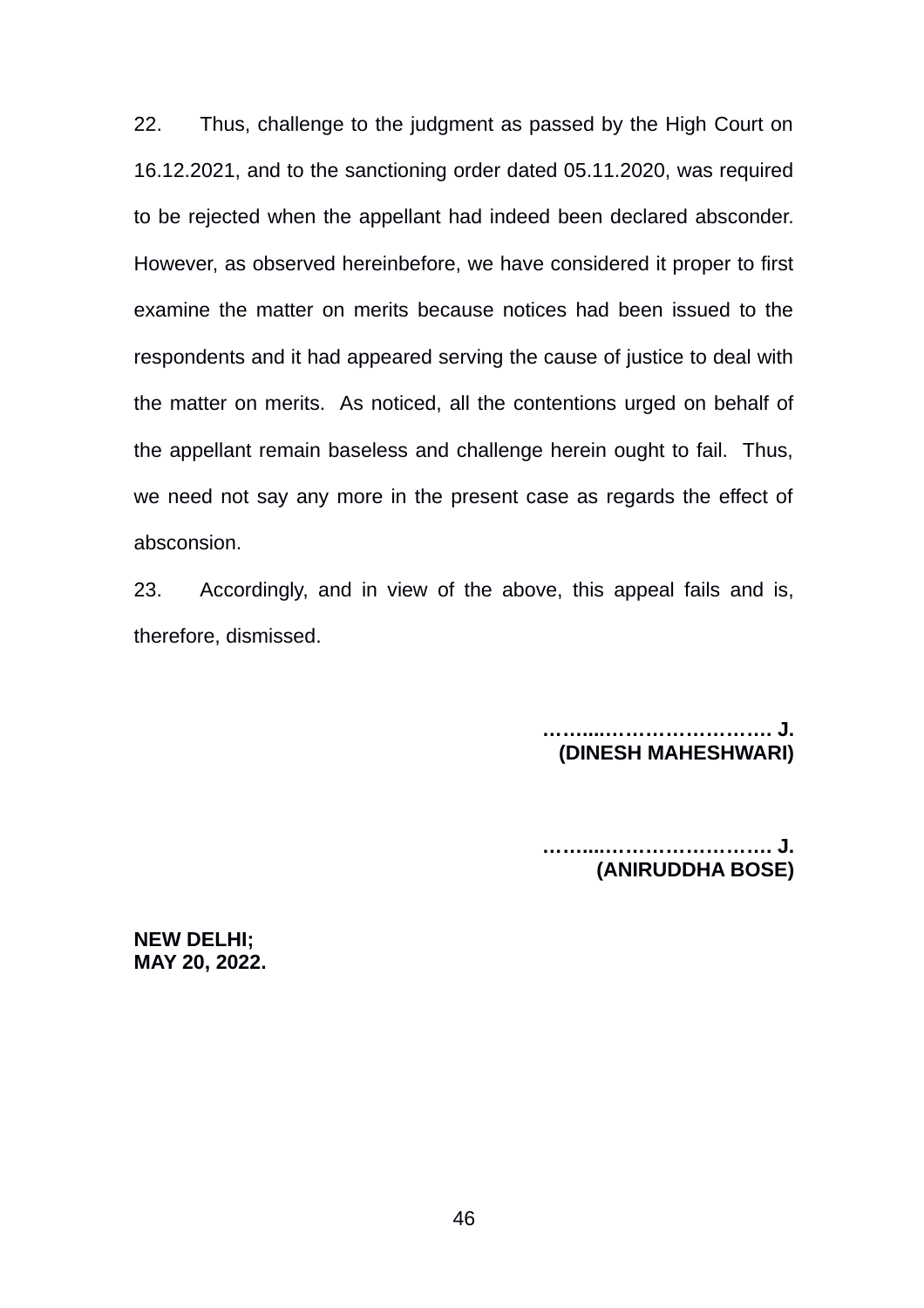22. Thus, challenge to the judgment as passed by the High Court on 16.12.2021, and to the sanctioning order dated 05.11.2020, was required to be rejected when the appellant had indeed been declared absconder. However, as observed hereinbefore, we have considered it proper to first examine the matter on merits because notices had been issued to the respondents and it had appeared serving the cause of justice to deal with the matter on merits. As noticed, all the contentions urged on behalf of the appellant remain baseless and challenge herein ought to fail. Thus, we need not say any more in the present case as regards the effect of absconsion.

23. Accordingly, and in view of the above, this appeal fails and is, therefore, dismissed.

**……....…………………. J.**
**(DINESH MAHESHWARI)**

**……....…………………. J.**
**(ANIRUDDHA BOSE)**

**NEW DELHI;**
**MAY 20, 2022.**